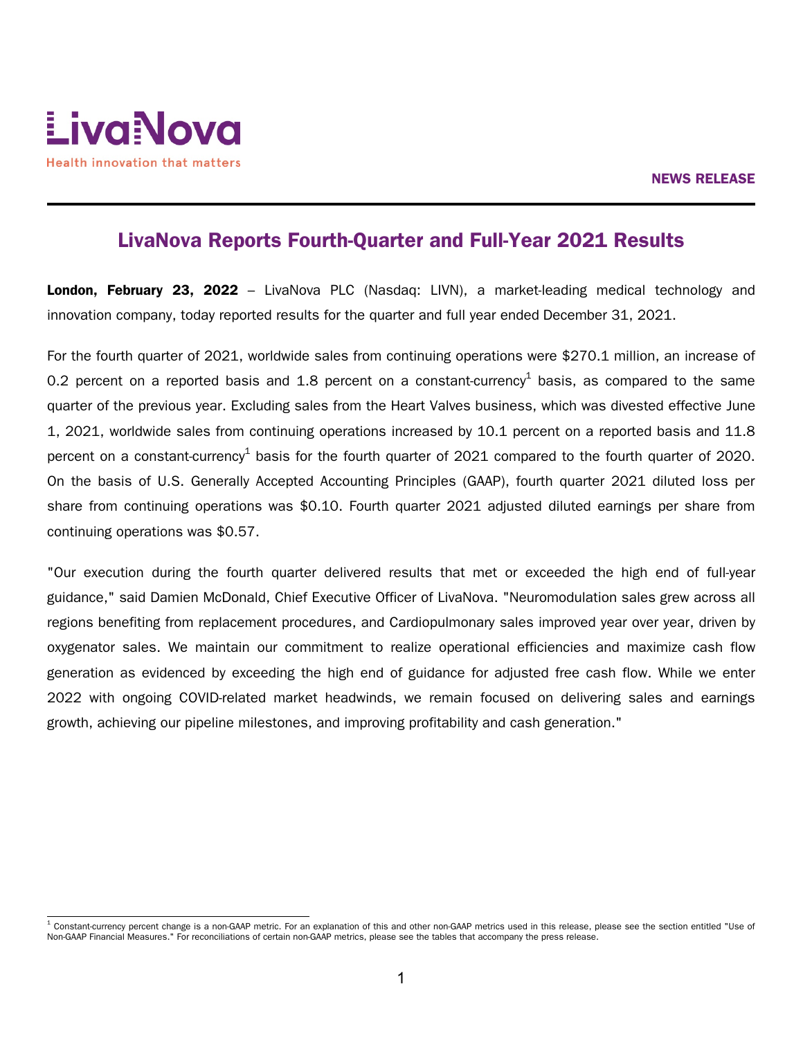LivaNova

Health innovation that matters

**NEWS RELEASE**

# LivaNova Reports Fourth-Quarter and Full-Year 2021 Results

**London, February 23, 2022** – LivaNova PLC (Nasdaq: LIVN), a market-leading medical technology and innovation company, today reported results for the quarter and full year ended December 31, 2021.

For the fourth quarter of 2021, worldwide sales from continuing operations were $270.1 million, an increase of 0.2 percent on a reported basis and 1.8 percent on a constant-currency[1] basis, as compared to the same quarter of the previous year. Excluding sales from the Heart Valves business, which was divested effective June 1, 2021, worldwide sales from continuing operations increased by 10.1 percent on a reported basis and 11.8 percent on a constant-currency[1] basis for the fourth quarter of 2021 compared to the fourth quarter of 2020. On the basis of U.S. Generally Accepted Accounting Principles (GAAP), fourth quarter 2021 diluted loss per share from continuing operations was $0.10. Fourth quarter 2021 adjusted diluted earnings per share from continuing operations was $0.57.

"Our execution during the fourth quarter delivered results that met or exceeded the high end of full-year guidance," said Damien McDonald, Chief Executive Officer of LivaNova. "Neuromodulation sales grew across all regions benefiting from replacement procedures, and Cardiopulmonary sales improved year over year, driven by oxygenator sales. We maintain our commitment to realize operational efficiencies and maximize cash flow generation as evidenced by exceeding the high end of guidance for adjusted free cash flow. While we enter 2022 with ongoing COVID-related market headwinds, we remain focused on delivering sales and earnings growth, achieving our pipeline milestones, and improving profitability and cash generation."

[1] Constant-currency percent change is a non-GAAP metric. For an explanation of this and other non-GAAP metrics used in this release, please see the section entitled "Use of Non-GAAP Financial Measures." For reconciliations of certain non-GAAP metrics, please see the tables that accompany the press release.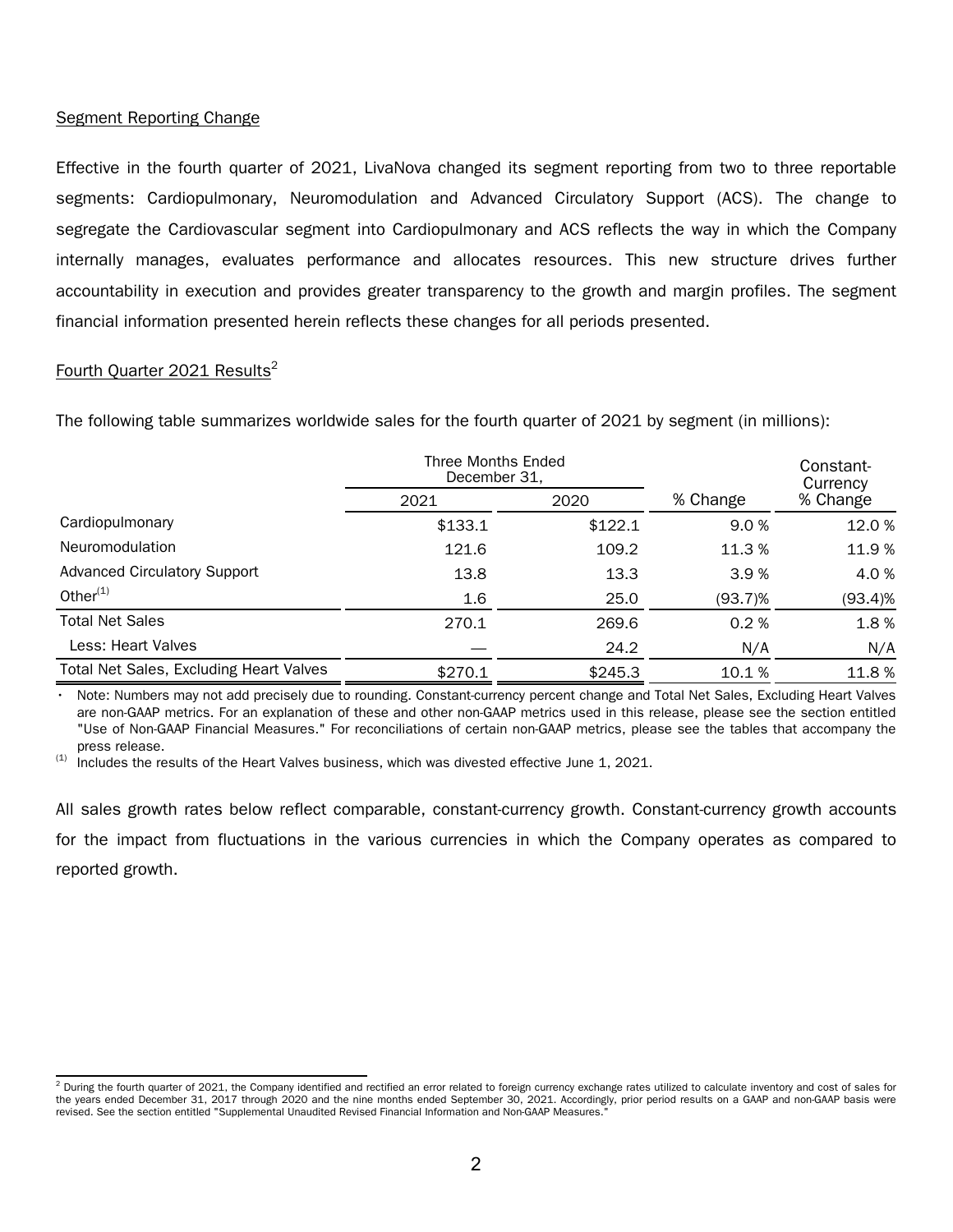## Segment Reporting Change

Effective in the fourth quarter of 2021, LivaNova changed its segment reporting from two to three reportable segments: Cardiopulmonary, Neuromodulation and Advanced Circulatory Support (ACS). The change to segregate the Cardiovascular segment into Cardiopulmonary and ACS reflects the way in which the Company internally manages, evaluates performance and allocates resources. This new structure drives further accountability in execution and provides greater transparency to the growth and margin profiles. The segment financial information presented herein reflects these changes for all periods presented.

## Fourth Quarter 2021 Results[2]

The following table summarizes worldwide sales for the fourth quarter of 2021 by segment (in millions):

| | Three Months Ended December 31, | | | Constant-Currency |
|---|---|---|---|---|
| | 2021 | 2020 | % Change | % Change |
| Cardiopulmonary | $133.1 | $122.1 | 9.0 % | 12.0 % |
| Neuromodulation | 121.6 | 109.2 | 11.3 % | 11.9 % |
| Advanced Circulatory Support | 13.8 | 13.3 | 3.9 % | 4.0 % |
| Other[(1)] | 1.6 | 25.0 | (93.7)% | (93.4)% |
| Total Net Sales | 270.1 | 269.6 | 0.2 % | 1.8 % |
| Less: Heart Valves | — | 24.2 | N/A | N/A |
| Total Net Sales, Excluding Heart Valves | $270.1 | $245.3 | 10.1 % | 11.8 % |

- Note: Numbers may not add precisely due to rounding. Constant-currency percent change and Total Net Sales, Excluding Heart Valves are non-GAAP metrics. For an explanation of these and other non-GAAP metrics used in this release, please see the section entitled "Use of Non-GAAP Financial Measures." For reconciliations of certain non-GAAP metrics, please see the tables that accompany the press release.

(1) Includes the results of the Heart Valves business, which was divested effective June 1, 2021.

All sales growth rates below reflect comparable, constant-currency growth. Constant-currency growth accounts for the impact from fluctuations in the various currencies in which the Company operates as compared to reported growth.

---

[2] During the fourth quarter of 2021, the Company identified and rectified an error related to foreign currency exchange rates utilized to calculate inventory and cost of sales for the years ended December 31, 2017 through 2020 and the nine months ended September 30, 2021. Accordingly, prior period results on a GAAP and non-GAAP basis were revised. See the section entitled "Supplemental Unaudited Revised Financial Information and Non-GAAP Measures."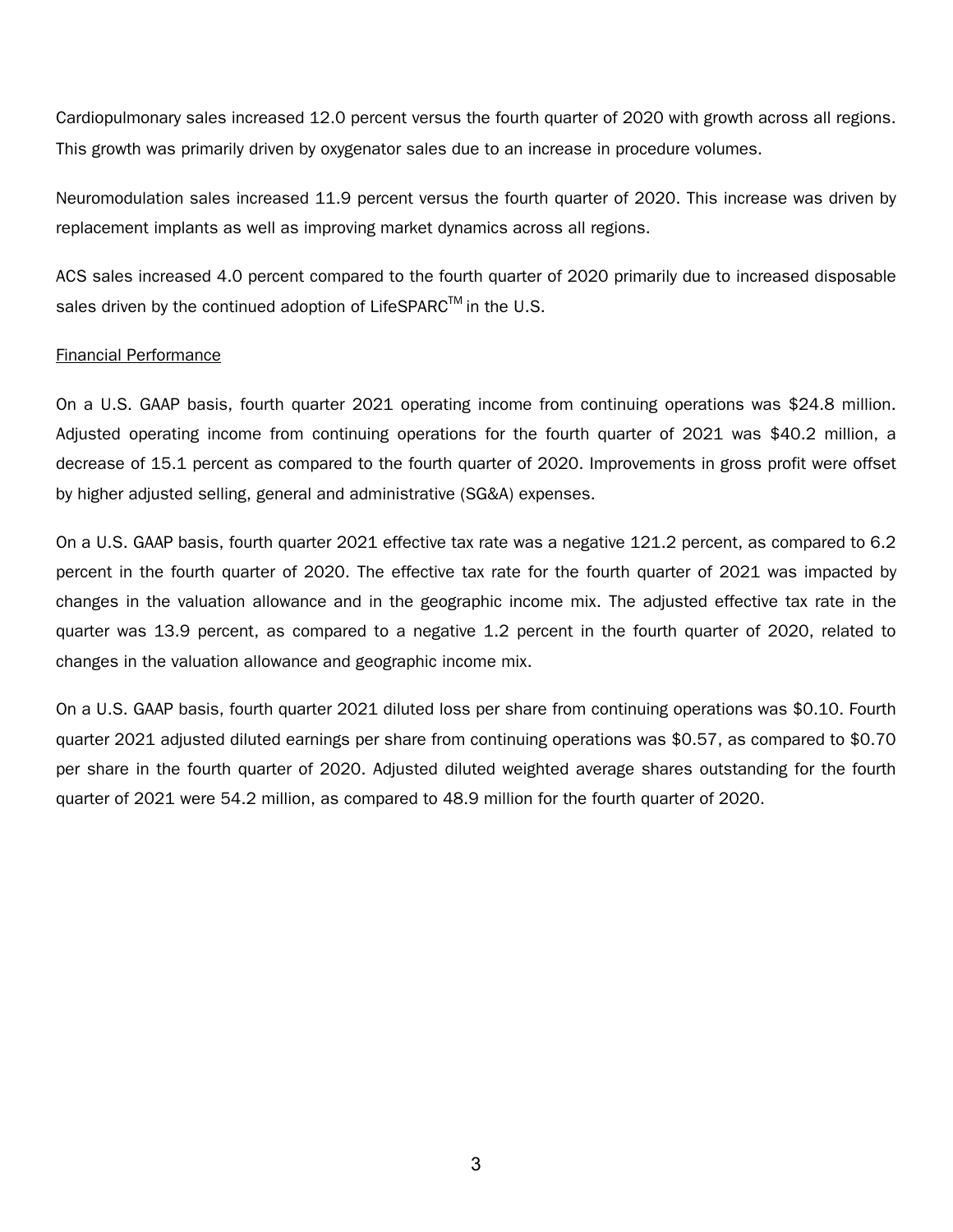Cardiopulmonary sales increased 12.0 percent versus the fourth quarter of 2020 with growth across all regions. This growth was primarily driven by oxygenator sales due to an increase in procedure volumes.

Neuromodulation sales increased 11.9 percent versus the fourth quarter of 2020. This increase was driven by replacement implants as well as improving market dynamics across all regions.

ACS sales increased 4.0 percent compared to the fourth quarter of 2020 primarily due to increased disposable sales driven by the continued adoption of LifeSPARC™ in the U.S.

Financial Performance

On a U.S. GAAP basis, fourth quarter 2021 operating income from continuing operations was $24.8 million. Adjusted operating income from continuing operations for the fourth quarter of 2021 was $40.2 million, a decrease of 15.1 percent as compared to the fourth quarter of 2020. Improvements in gross profit were offset by higher adjusted selling, general and administrative (SG&A) expenses.

On a U.S. GAAP basis, fourth quarter 2021 effective tax rate was a negative 121.2 percent, as compared to 6.2 percent in the fourth quarter of 2020. The effective tax rate for the fourth quarter of 2021 was impacted by changes in the valuation allowance and in the geographic income mix. The adjusted effective tax rate in the quarter was 13.9 percent, as compared to a negative 1.2 percent in the fourth quarter of 2020, related to changes in the valuation allowance and geographic income mix.

On a U.S. GAAP basis, fourth quarter 2021 diluted loss per share from continuing operations was $0.10. Fourth quarter 2021 adjusted diluted earnings per share from continuing operations was $0.57, as compared to $0.70 per share in the fourth quarter of 2020. Adjusted diluted weighted average shares outstanding for the fourth quarter of 2021 were 54.2 million, as compared to 48.9 million for the fourth quarter of 2020.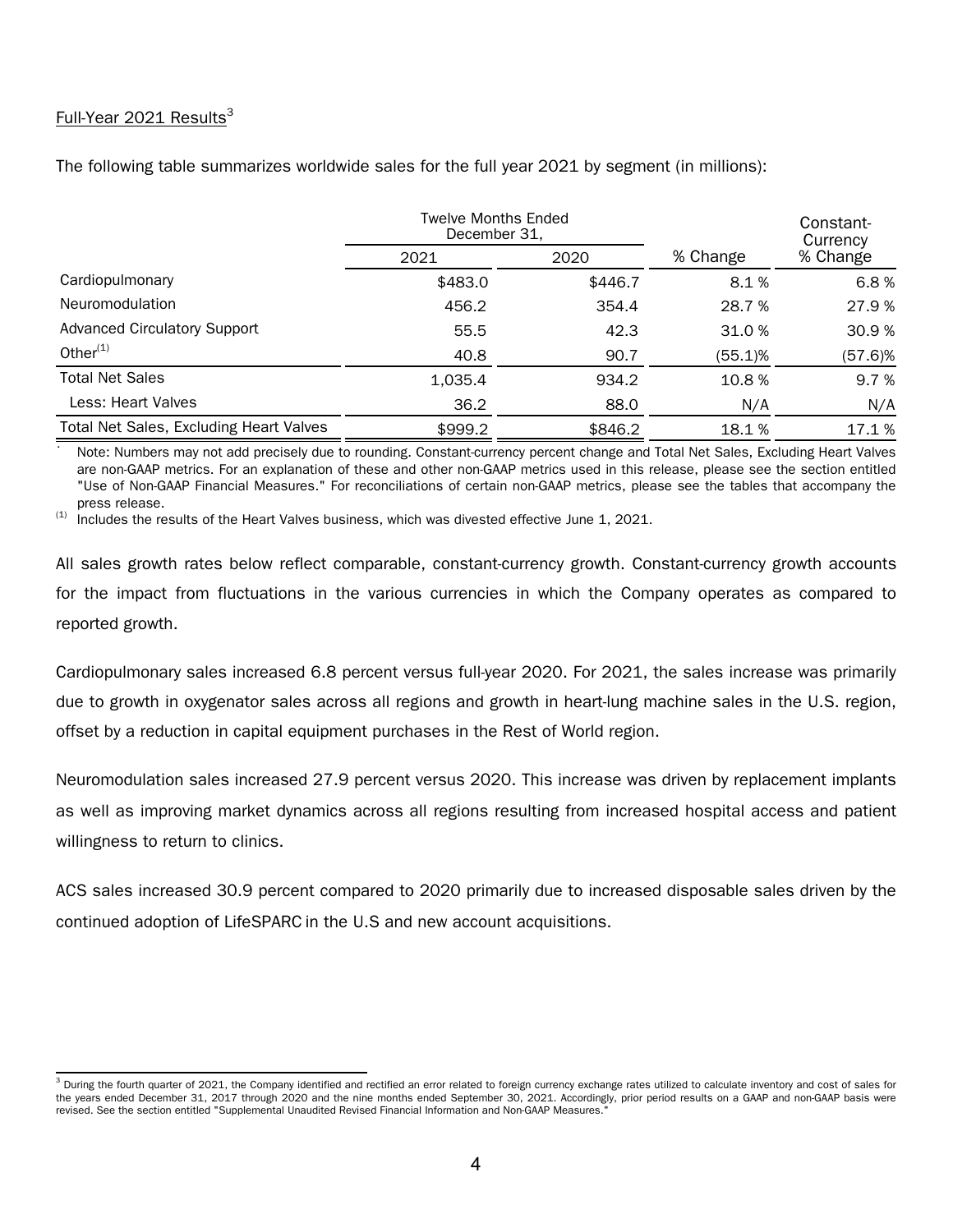Full-Year 2021 Results[3]

The following table summarizes worldwide sales for the full year 2021 by segment (in millions):

| | Twelve Months Ended December 31, | | | Constant-Currency |
|---|---|---|---|---|
| | 2021 | 2020 | % Change | % Change |
| Cardiopulmonary | $483.0 | $446.7 | 8.1 % | 6.8 % |
| Neuromodulation | 456.2 | 354.4 | 28.7 % | 27.9 % |
| Advanced Circulatory Support | 55.5 | 42.3 | 31.0 % | 30.9 % |
| Other[(1)] | 40.8 | 90.7 | (55.1)% | (57.6)% |
| Total Net Sales | 1,035.4 | 934.2 | 10.8 % | 9.7 % |
| Less: Heart Valves | 36.2 | 88.0 | N/A | N/A |
| Total Net Sales, Excluding Heart Valves | $999.2 | $846.2 | 18.1 % | 17.1 % |

\* Note: Numbers may not add precisely due to rounding. Constant-currency percent change and Total Net Sales, Excluding Heart Valves are non-GAAP metrics. For an explanation of these and other non-GAAP metrics used in this release, please see the section entitled "Use of Non-GAAP Financial Measures." For reconciliations of certain non-GAAP metrics, please see the tables that accompany the press release.

(1) Includes the results of the Heart Valves business, which was divested effective June 1, 2021.

All sales growth rates below reflect comparable, constant-currency growth. Constant-currency growth accounts for the impact from fluctuations in the various currencies in which the Company operates as compared to reported growth.

Cardiopulmonary sales increased 6.8 percent versus full-year 2020. For 2021, the sales increase was primarily due to growth in oxygenator sales across all regions and growth in heart-lung machine sales in the U.S. region, offset by a reduction in capital equipment purchases in the Rest of World region.

Neuromodulation sales increased 27.9 percent versus 2020. This increase was driven by replacement implants as well as improving market dynamics across all regions resulting from increased hospital access and patient willingness to return to clinics.

ACS sales increased 30.9 percent compared to 2020 primarily due to increased disposable sales driven by the continued adoption of LifeSPARC in the U.S and new account acquisitions.

[3] During the fourth quarter of 2021, the Company identified and rectified an error related to foreign currency exchange rates utilized to calculate inventory and cost of sales for the years ended December 31, 2017 through 2020 and the nine months ended September 30, 2021. Accordingly, prior period results on a GAAP and non-GAAP basis were revised. See the section entitled "Supplemental Unaudited Revised Financial Information and Non-GAAP Measures."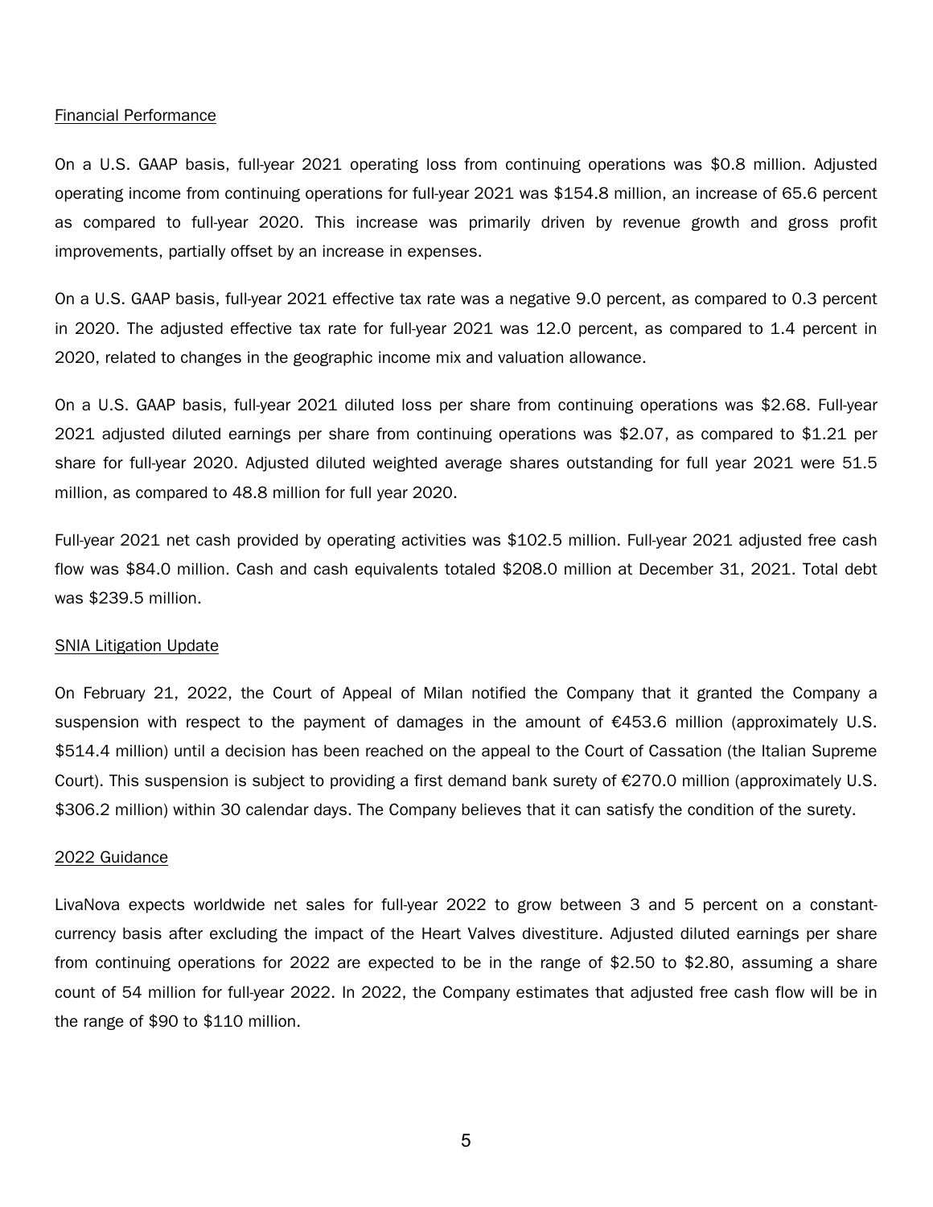## Financial Performance

On a U.S. GAAP basis, full-year 2021 operating loss from continuing operations was $0.8 million. Adjusted operating income from continuing operations for full-year 2021 was $154.8 million, an increase of 65.6 percent as compared to full-year 2020. This increase was primarily driven by revenue growth and gross profit improvements, partially offset by an increase in expenses.

On a U.S. GAAP basis, full-year 2021 effective tax rate was a negative 9.0 percent, as compared to 0.3 percent in 2020. The adjusted effective tax rate for full-year 2021 was 12.0 percent, as compared to 1.4 percent in 2020, related to changes in the geographic income mix and valuation allowance.

On a U.S. GAAP basis, full-year 2021 diluted loss per share from continuing operations was $2.68. Full-year 2021 adjusted diluted earnings per share from continuing operations was $2.07, as compared to $1.21 per share for full-year 2020. Adjusted diluted weighted average shares outstanding for full year 2021 were 51.5 million, as compared to 48.8 million for full year 2020.

Full-year 2021 net cash provided by operating activities was $102.5 million. Full-year 2021 adjusted free cash flow was $84.0 million. Cash and cash equivalents totaled $208.0 million at December 31, 2021. Total debt was $239.5 million.

## SNIA Litigation Update

On February 21, 2022, the Court of Appeal of Milan notified the Company that it granted the Company a suspension with respect to the payment of damages in the amount of €453.6 million (approximately U.S. $514.4 million) until a decision has been reached on the appeal to the Court of Cassation (the Italian Supreme Court). This suspension is subject to providing a first demand bank surety of €270.0 million (approximately U.S. $306.2 million) within 30 calendar days. The Company believes that it can satisfy the condition of the surety.

## 2022 Guidance

LivaNova expects worldwide net sales for full-year 2022 to grow between 3 and 5 percent on a constant-currency basis after excluding the impact of the Heart Valves divestiture. Adjusted diluted earnings per share from continuing operations for 2022 are expected to be in the range of $2.50 to $2.80, assuming a share count of 54 million for full-year 2022. In 2022, the Company estimates that adjusted free cash flow will be in the range of $90 to $110 million.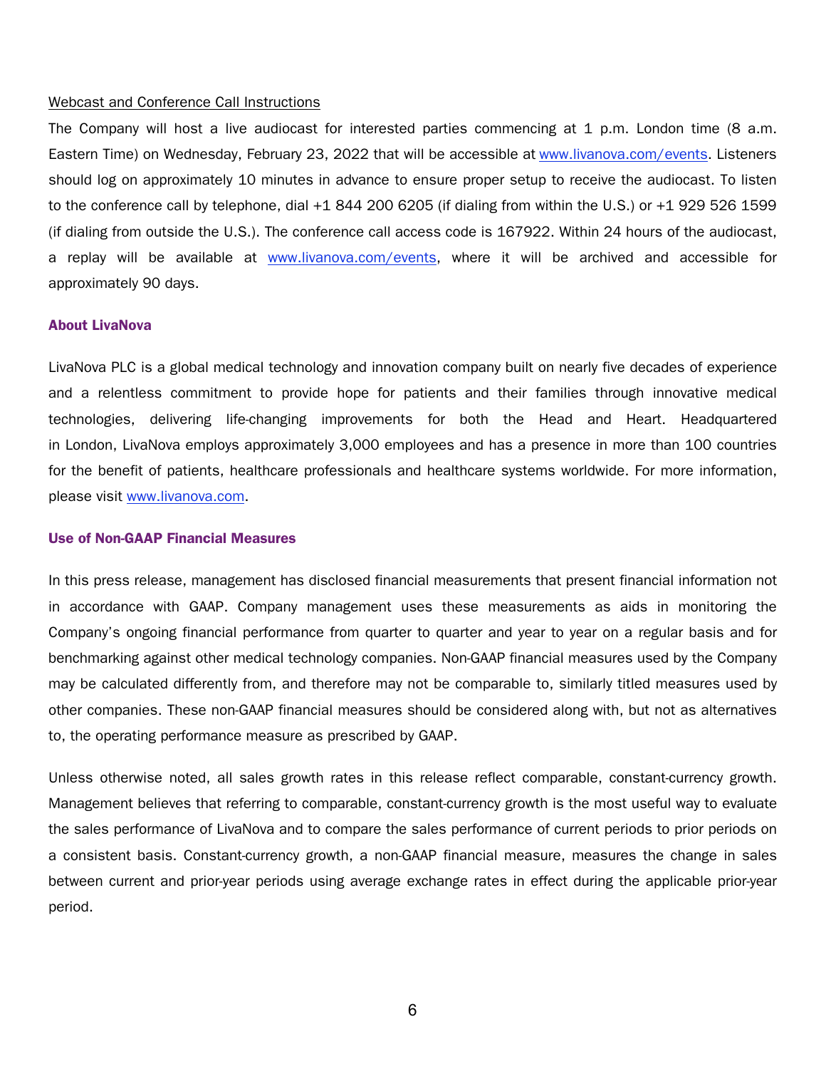Webcast and Conference Call Instructions

The Company will host a live audiocast for interested parties commencing at 1 p.m. London time (8 a.m. Eastern Time) on Wednesday, February 23, 2022 that will be accessible at www.livanova.com/events. Listeners should log on approximately 10 minutes in advance to ensure proper setup to receive the audiocast. To listen to the conference call by telephone, dial +1 844 200 6205 (if dialing from within the U.S.) or +1 929 526 1599 (if dialing from outside the U.S.). The conference call access code is 167922. Within 24 hours of the audiocast, a replay will be available at www.livanova.com/events, where it will be archived and accessible for approximately 90 days.

## About LivaNova

LivaNova PLC is a global medical technology and innovation company built on nearly five decades of experience and a relentless commitment to provide hope for patients and their families through innovative medical technologies, delivering life-changing improvements for both the Head and Heart. Headquartered in London, LivaNova employs approximately 3,000 employees and has a presence in more than 100 countries for the benefit of patients, healthcare professionals and healthcare systems worldwide. For more information, please visit www.livanova.com.

## Use of Non-GAAP Financial Measures

In this press release, management has disclosed financial measurements that present financial information not in accordance with GAAP. Company management uses these measurements as aids in monitoring the Company's ongoing financial performance from quarter to quarter and year to year on a regular basis and for benchmarking against other medical technology companies. Non-GAAP financial measures used by the Company may be calculated differently from, and therefore may not be comparable to, similarly titled measures used by other companies. These non-GAAP financial measures should be considered along with, but not as alternatives to, the operating performance measure as prescribed by GAAP.

Unless otherwise noted, all sales growth rates in this release reflect comparable, constant-currency growth. Management believes that referring to comparable, constant-currency growth is the most useful way to evaluate the sales performance of LivaNova and to compare the sales performance of current periods to prior periods on a consistent basis. Constant-currency growth, a non-GAAP financial measure, measures the change in sales between current and prior-year periods using average exchange rates in effect during the applicable prior-year period.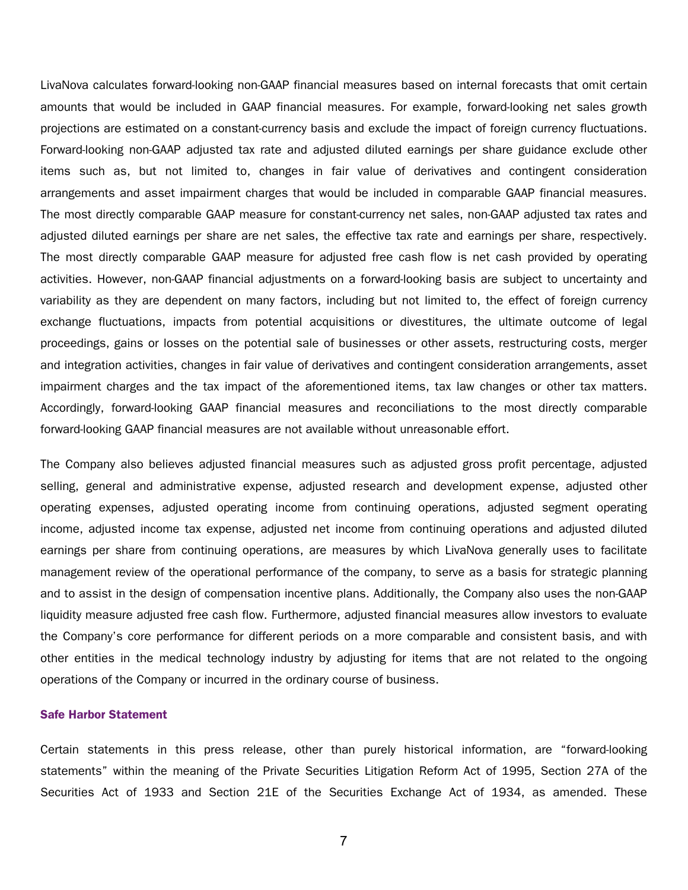LivaNova calculates forward-looking non-GAAP financial measures based on internal forecasts that omit certain amounts that would be included in GAAP financial measures. For example, forward-looking net sales growth projections are estimated on a constant-currency basis and exclude the impact of foreign currency fluctuations. Forward-looking non-GAAP adjusted tax rate and adjusted diluted earnings per share guidance exclude other items such as, but not limited to, changes in fair value of derivatives and contingent consideration arrangements and asset impairment charges that would be included in comparable GAAP financial measures. The most directly comparable GAAP measure for constant-currency net sales, non-GAAP adjusted tax rates and adjusted diluted earnings per share are net sales, the effective tax rate and earnings per share, respectively. The most directly comparable GAAP measure for adjusted free cash flow is net cash provided by operating activities. However, non-GAAP financial adjustments on a forward-looking basis are subject to uncertainty and variability as they are dependent on many factors, including but not limited to, the effect of foreign currency exchange fluctuations, impacts from potential acquisitions or divestitures, the ultimate outcome of legal proceedings, gains or losses on the potential sale of businesses or other assets, restructuring costs, merger and integration activities, changes in fair value of derivatives and contingent consideration arrangements, asset impairment charges and the tax impact of the aforementioned items, tax law changes or other tax matters. Accordingly, forward-looking GAAP financial measures and reconciliations to the most directly comparable forward-looking GAAP financial measures are not available without unreasonable effort.

The Company also believes adjusted financial measures such as adjusted gross profit percentage, adjusted selling, general and administrative expense, adjusted research and development expense, adjusted other operating expenses, adjusted operating income from continuing operations, adjusted segment operating income, adjusted income tax expense, adjusted net income from continuing operations and adjusted diluted earnings per share from continuing operations, are measures by which LivaNova generally uses to facilitate management review of the operational performance of the company, to serve as a basis for strategic planning and to assist in the design of compensation incentive plans. Additionally, the Company also uses the non-GAAP liquidity measure adjusted free cash flow. Furthermore, adjusted financial measures allow investors to evaluate the Company's core performance for different periods on a more comparable and consistent basis, and with other entities in the medical technology industry by adjusting for items that are not related to the ongoing operations of the Company or incurred in the ordinary course of business.

### Safe Harbor Statement

Certain statements in this press release, other than purely historical information, are "forward-looking statements" within the meaning of the Private Securities Litigation Reform Act of 1995, Section 27A of the Securities Act of 1933 and Section 21E of the Securities Exchange Act of 1934, as amended. These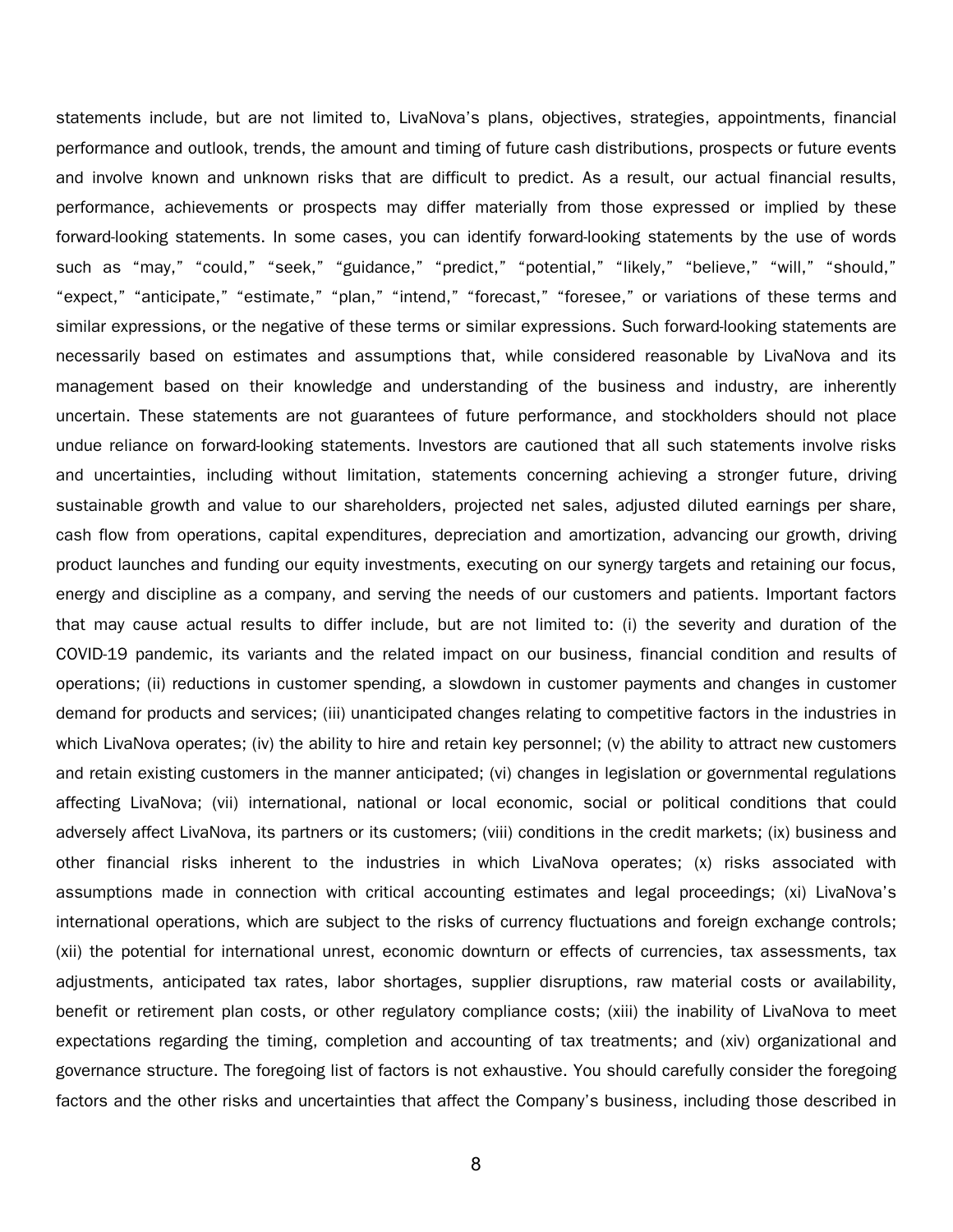statements include, but are not limited to, LivaNova's plans, objectives, strategies, appointments, financial performance and outlook, trends, the amount and timing of future cash distributions, prospects or future events and involve known and unknown risks that are difficult to predict. As a result, our actual financial results, performance, achievements or prospects may differ materially from those expressed or implied by these forward-looking statements. In some cases, you can identify forward-looking statements by the use of words such as "may," "could," "seek," "guidance," "predict," "potential," "likely," "believe," "will," "should," "expect," "anticipate," "estimate," "plan," "intend," "forecast," "foresee," or variations of these terms and similar expressions, or the negative of these terms or similar expressions. Such forward-looking statements are necessarily based on estimates and assumptions that, while considered reasonable by LivaNova and its management based on their knowledge and understanding of the business and industry, are inherently uncertain. These statements are not guarantees of future performance, and stockholders should not place undue reliance on forward-looking statements. Investors are cautioned that all such statements involve risks and uncertainties, including without limitation, statements concerning achieving a stronger future, driving sustainable growth and value to our shareholders, projected net sales, adjusted diluted earnings per share, cash flow from operations, capital expenditures, depreciation and amortization, advancing our growth, driving product launches and funding our equity investments, executing on our synergy targets and retaining our focus, energy and discipline as a company, and serving the needs of our customers and patients. Important factors that may cause actual results to differ include, but are not limited to: (i) the severity and duration of the COVID-19 pandemic, its variants and the related impact on our business, financial condition and results of operations; (ii) reductions in customer spending, a slowdown in customer payments and changes in customer demand for products and services; (iii) unanticipated changes relating to competitive factors in the industries in which LivaNova operates; (iv) the ability to hire and retain key personnel; (v) the ability to attract new customers and retain existing customers in the manner anticipated; (vi) changes in legislation or governmental regulations affecting LivaNova; (vii) international, national or local economic, social or political conditions that could adversely affect LivaNova, its partners or its customers; (viii) conditions in the credit markets; (ix) business and other financial risks inherent to the industries in which LivaNova operates; (x) risks associated with assumptions made in connection with critical accounting estimates and legal proceedings; (xi) LivaNova's international operations, which are subject to the risks of currency fluctuations and foreign exchange controls; (xii) the potential for international unrest, economic downturn or effects of currencies, tax assessments, tax adjustments, anticipated tax rates, labor shortages, supplier disruptions, raw material costs or availability, benefit or retirement plan costs, or other regulatory compliance costs; (xiii) the inability of LivaNova to meet expectations regarding the timing, completion and accounting of tax treatments; and (xiv) organizational and governance structure. The foregoing list of factors is not exhaustive. You should carefully consider the foregoing factors and the other risks and uncertainties that affect the Company's business, including those described in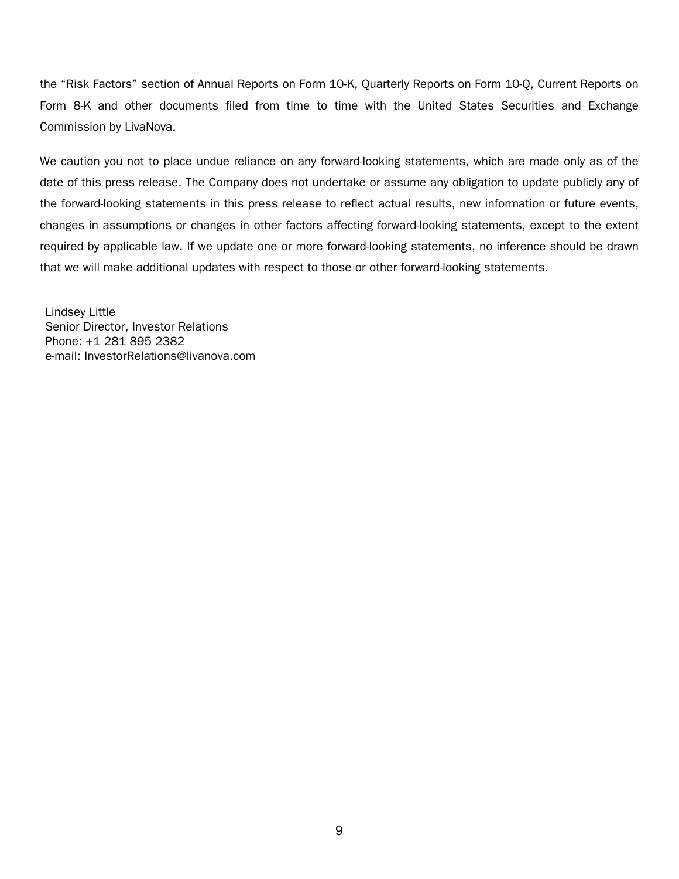the "Risk Factors" section of Annual Reports on Form 10-K, Quarterly Reports on Form 10-Q, Current Reports on Form 8-K and other documents filed from time to time with the United States Securities and Exchange Commission by LivaNova.

We caution you not to place undue reliance on any forward-looking statements, which are made only as of the date of this press release. The Company does not undertake or assume any obligation to update publicly any of the forward-looking statements in this press release to reflect actual results, new information or future events, changes in assumptions or changes in other factors affecting forward-looking statements, except to the extent required by applicable law. If we update one or more forward-looking statements, no inference should be drawn that we will make additional updates with respect to those or other forward-looking statements.

Lindsey Little
Senior Director, Investor Relations
Phone: +1 281 895 2382
e-mail: InvestorRelations@livanova.com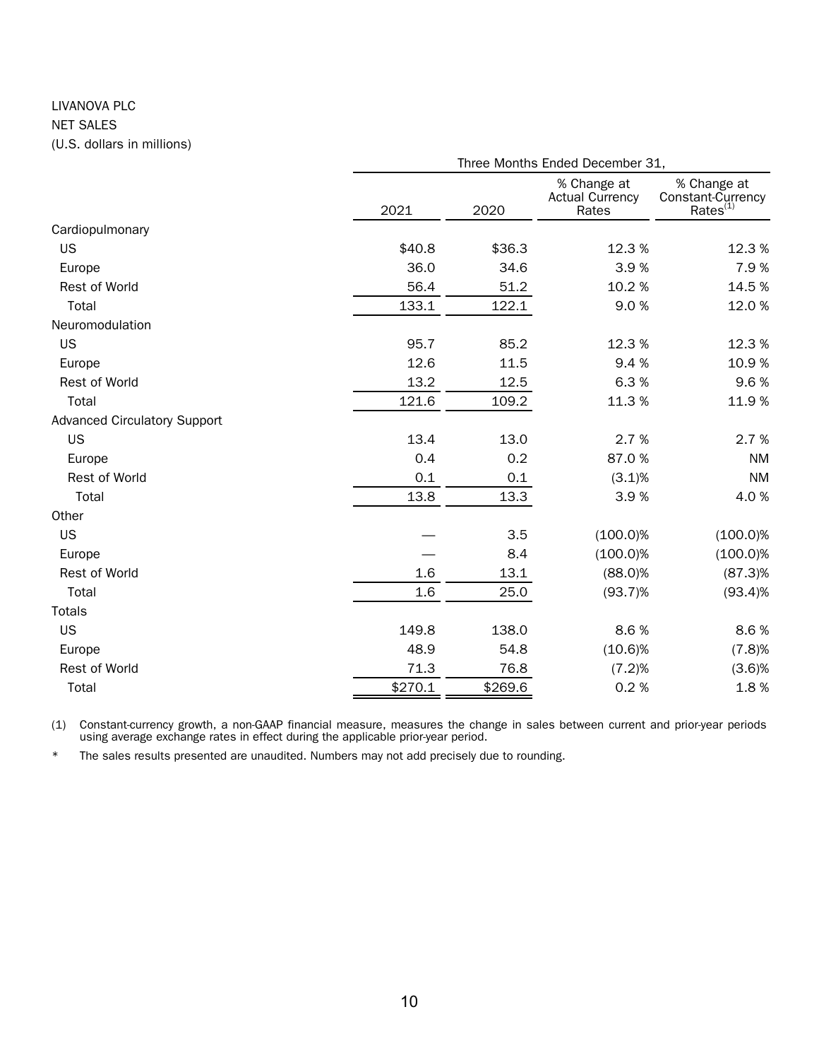LIVANOVA PLC

NET SALES

(U.S. dollars in millions)

| | Three Months Ended December 31, | | | |
|---|---|---|---|---|
| | 2021 | 2020 | % Change at Actual Currency Rates | % Change at Constant-Currency Rates[(1)] |
| Cardiopulmonary | | | | |
| US | $40.8 | $36.3 | 12.3 % | 12.3 % |
| Europe | 36.0 | 34.6 | 3.9 % | 7.9 % |
| Rest of World | 56.4 | 51.2 | 10.2 % | 14.5 % |
| Total | 133.1 | 122.1 | 9.0 % | 12.0 % |
| Neuromodulation | | | | |
| US | 95.7 | 85.2 | 12.3 % | 12.3 % |
| Europe | 12.6 | 11.5 | 9.4 % | 10.9 % |
| Rest of World | 13.2 | 12.5 | 6.3 % | 9.6 % |
| Total | 121.6 | 109.2 | 11.3 % | 11.9 % |
| Advanced Circulatory Support | | | | |
| US | 13.4 | 13.0 | 2.7 % | 2.7 % |
| Europe | 0.4 | 0.2 | 87.0 % | NM |
| Rest of World | 0.1 | 0.1 | (3.1)% | NM |
| Total | 13.8 | 13.3 | 3.9 % | 4.0 % |
| Other | | | | |
| US | — | 3.5 | (100.0)% | (100.0)% |
| Europe | — | 8.4 | (100.0)% | (100.0)% |
| Rest of World | 1.6 | 13.1 | (88.0)% | (87.3)% |
| Total | 1.6 | 25.0 | (93.7)% | (93.4)% |
| Totals | | | | |
| US | 149.8 | 138.0 | 8.6 % | 8.6 % |
| Europe | 48.9 | 54.8 | (10.6)% | (7.8)% |
| Rest of World | 71.3 | 76.8 | (7.2)% | (3.6)% |
| Total | $270.1 | $269.6 | 0.2 % | 1.8 % |

(1) Constant-currency growth, a non-GAAP financial measure, measures the change in sales between current and prior-year periods using average exchange rates in effect during the applicable prior-year period.

* The sales results presented are unaudited. Numbers may not add precisely due to rounding.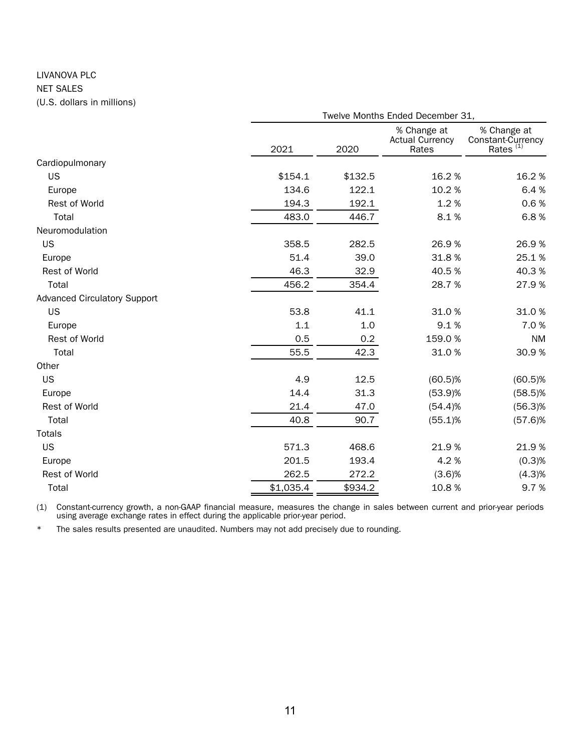LIVANOVA PLC

NET SALES

(U.S. dollars in millions)

| | Twelve Months Ended December 31, | | | |
|---|---|---|---|---|
| | 2021 | 2020 | % Change at Actual Currency Rates | % Change at Constant-Currency Rates [(1)] |
| Cardiopulmonary | | | | |
| US | $154.1 | $132.5 | 16.2 % | 16.2 % |
| Europe | 134.6 | 122.1 | 10.2 % | 6.4 % |
| Rest of World | 194.3 | 192.1 | 1.2 % | 0.6 % |
| Total | 483.0 | 446.7 | 8.1 % | 6.8 % |
| Neuromodulation | | | | |
| US | 358.5 | 282.5 | 26.9 % | 26.9 % |
| Europe | 51.4 | 39.0 | 31.8 % | 25.1 % |
| Rest of World | 46.3 | 32.9 | 40.5 % | 40.3 % |
| Total | 456.2 | 354.4 | 28.7 % | 27.9 % |
| Advanced Circulatory Support | | | | |
| US | 53.8 | 41.1 | 31.0 % | 31.0 % |
| Europe | 1.1 | 1.0 | 9.1 % | 7.0 % |
| Rest of World | 0.5 | 0.2 | 159.0 % | NM |
| Total | 55.5 | 42.3 | 31.0 % | 30.9 % |
| Other | | | | |
| US | 4.9 | 12.5 | (60.5)% | (60.5)% |
| Europe | 14.4 | 31.3 | (53.9)% | (58.5)% |
| Rest of World | 21.4 | 47.0 | (54.4)% | (56.3)% |
| Total | 40.8 | 90.7 | (55.1)% | (57.6)% |
| Totals | | | | |
| US | 571.3 | 468.6 | 21.9 % | 21.9 % |
| Europe | 201.5 | 193.4 | 4.2 % | (0.3)% |
| Rest of World | 262.5 | 272.2 | (3.6)% | (4.3)% |
| Total | $1,035.4 | $934.2 | 10.8 % | 9.7 % |

(1) Constant-currency growth, a non-GAAP financial measure, measures the change in sales between current and prior-year periods using average exchange rates in effect during the applicable prior-year period.

\* The sales results presented are unaudited. Numbers may not add precisely due to rounding.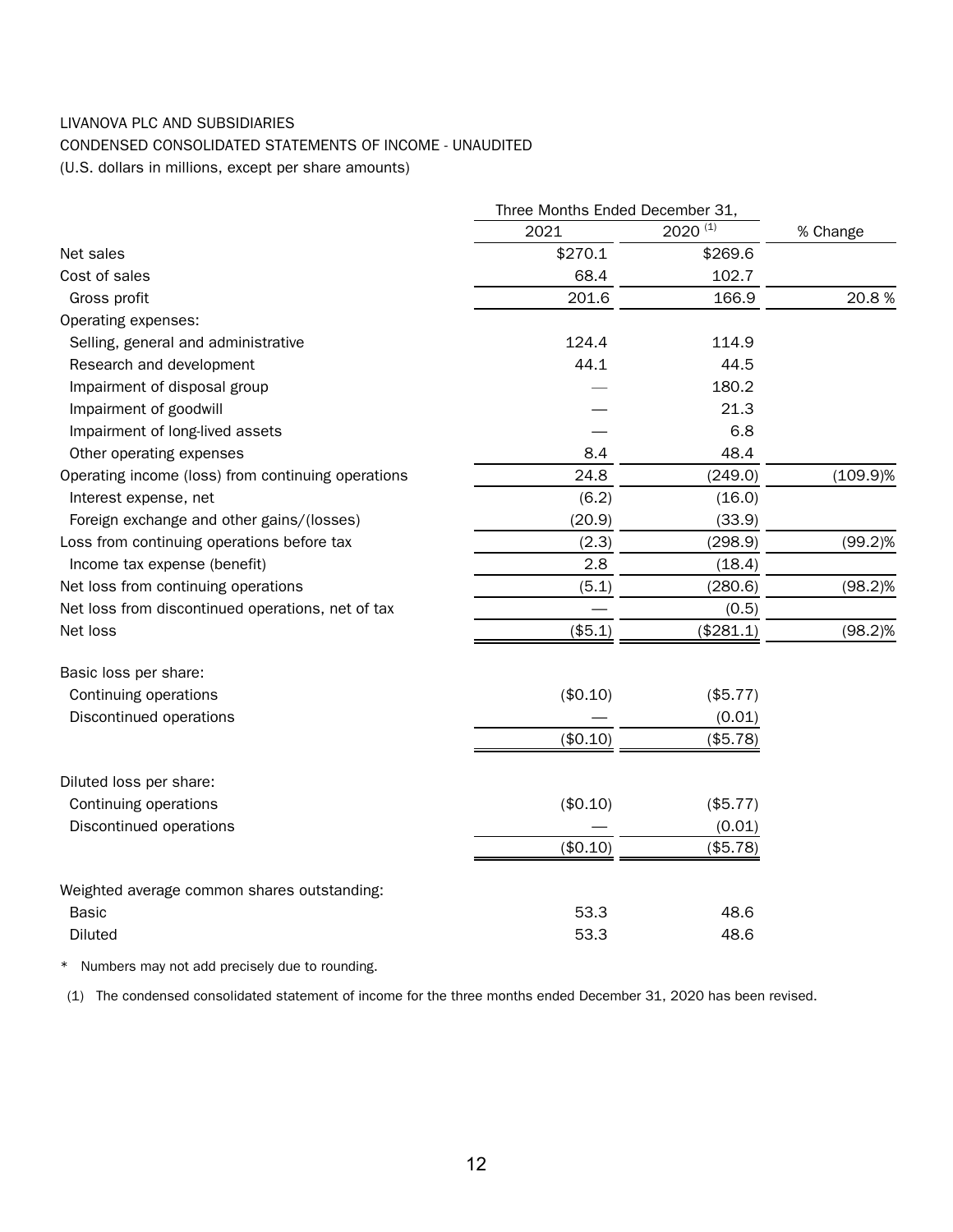LIVANOVA PLC AND SUBSIDIARIES

CONDENSED CONSOLIDATED STATEMENTS OF INCOME - UNAUDITED

(U.S. dollars in millions, except per share amounts)

| | Three Months Ended December 31, | | |
|---|---|---|---|
| | 2021 | 2020 (1) | % Change |
| Net sales | $270.1 | $269.6 | |
| Cost of sales | 68.4 | 102.7 | |
| Gross profit | 201.6 | 166.9 | 20.8 % |
| Operating expenses: | | | |
| Selling, general and administrative | 124.4 | 114.9 | |
| Research and development | 44.1 | 44.5 | |
| Impairment of disposal group | — | 180.2 | |
| Impairment of goodwill | — | 21.3 | |
| Impairment of long-lived assets | — | 6.8 | |
| Other operating expenses | 8.4 | 48.4 | |
| Operating income (loss) from continuing operations | 24.8 | (249.0) | (109.9)% |
| Interest expense, net | (6.2) | (16.0) | |
| Foreign exchange and other gains/(losses) | (20.9) | (33.9) | |
| Loss from continuing operations before tax | (2.3) | (298.9) | (99.2)% |
| Income tax expense (benefit) | 2.8 | (18.4) | |
| Net loss from continuing operations | (5.1) | (280.6) | (98.2)% |
| Net loss from discontinued operations, net of tax | — | (0.5) | |
| Net loss | ($5.1) | ($281.1) | (98.2)% |
| | | | |
| Basic loss per share: | | | |
| Continuing operations | ($0.10) | ($5.77) | |
| Discontinued operations | — | (0.01) | |
| | ($0.10) | ($5.78) | |
| | | | |
| Diluted loss per share: | | | |
| Continuing operations | ($0.10) | ($5.77) | |
| Discontinued operations | — | (0.01) | |
| | ($0.10) | ($5.78) | |
| | | | |
| Weighted average common shares outstanding: | | | |
| Basic | 53.3 | 48.6 | |
| Diluted | 53.3 | 48.6 | |

* Numbers may not add precisely due to rounding.

(1) The condensed consolidated statement of income for the three months ended December 31, 2020 has been revised.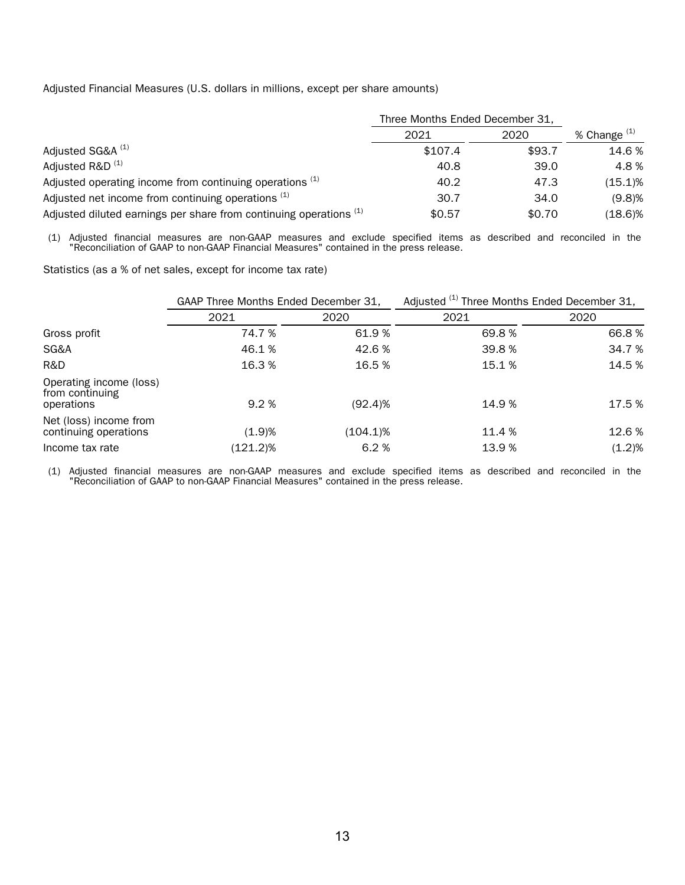Adjusted Financial Measures (U.S. dollars in millions, except per share amounts)

| | Three Months Ended December 31, | | |
|---|---|---|---|
| | 2021 | 2020 | % Change [(1)] |
| Adjusted SG&A [(1)] | $107.4 | $93.7 | 14.6 % |
| Adjusted R&D [(1)] | 40.8 | 39.0 | 4.8 % |
| Adjusted operating income from continuing operations [(1)] | 40.2 | 47.3 | (15.1)% |
| Adjusted net income from continuing operations [(1)] | 30.7 | 34.0 | (9.8)% |
| Adjusted diluted earnings per share from continuing operations [(1)] | $0.57 | $0.70 | (18.6)% |

(1) Adjusted financial measures are non-GAAP measures and exclude specified items as described and reconciled in the "Reconciliation of GAAP to non-GAAP Financial Measures" contained in the press release.

Statistics (as a % of net sales, except for income tax rate)

| | GAAP Three Months Ended December 31, | | Adjusted [(1)] Three Months Ended December 31, | |
|---|---|---|---|---|
| | 2021 | 2020 | 2021 | 2020 |
| Gross profit | 74.7 % | 61.9 % | 69.8 % | 66.8 % |
| SG&A | 46.1 % | 42.6 % | 39.8 % | 34.7 % |
| R&D | 16.3 % | 16.5 % | 15.1 % | 14.5 % |
| Operating income (loss) from continuing operations | 9.2 % | (92.4)% | 14.9 % | 17.5 % |
| Net (loss) income from continuing operations | (1.9)% | (104.1)% | 11.4 % | 12.6 % |
| Income tax rate | (121.2)% | 6.2 % | 13.9 % | (1.2)% |

(1) Adjusted financial measures are non-GAAP measures and exclude specified items as described and reconciled in the "Reconciliation of GAAP to non-GAAP Financial Measures" contained in the press release.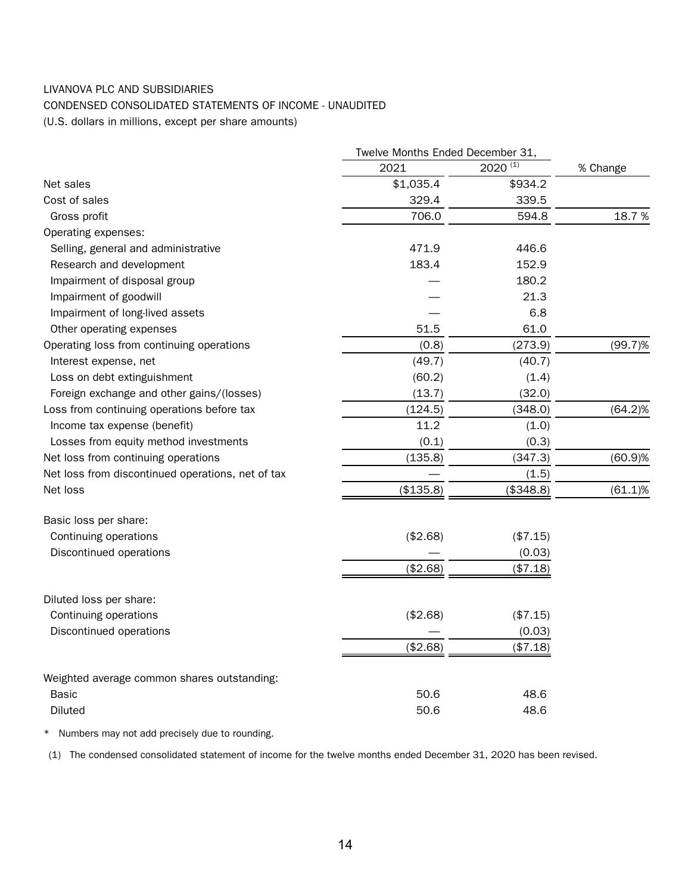LIVANOVA PLC AND SUBSIDIARIES

CONDENSED CONSOLIDATED STATEMENTS OF INCOME - UNAUDITED

(U.S. dollars in millions, except per share amounts)

| | Twelve Months Ended December 31, | | |
|---|---|---|---|
| | 2021 | 2020 (1) | % Change |
| Net sales | $1,035.4 | $934.2 | |
| Cost of sales | 329.4 | 339.5 | |
| Gross profit | 706.0 | 594.8 | 18.7 % |
| Operating expenses: | | | |
| Selling, general and administrative | 471.9 | 446.6 | |
| Research and development | 183.4 | 152.9 | |
| Impairment of disposal group | — | 180.2 | |
| Impairment of goodwill | — | 21.3 | |
| Impairment of long-lived assets | — | 6.8 | |
| Other operating expenses | 51.5 | 61.0 | |
| Operating loss from continuing operations | (0.8) | (273.9) | (99.7)% |
| Interest expense, net | (49.7) | (40.7) | |
| Loss on debt extinguishment | (60.2) | (1.4) | |
| Foreign exchange and other gains/(losses) | (13.7) | (32.0) | |
| Loss from continuing operations before tax | (124.5) | (348.0) | (64.2)% |
| Income tax expense (benefit) | 11.2 | (1.0) | |
| Losses from equity method investments | (0.1) | (0.3) | |
| Net loss from continuing operations | (135.8) | (347.3) | (60.9)% |
| Net loss from discontinued operations, net of tax | — | (1.5) | |
| Net loss | ($135.8) | ($348.8) | (61.1)% |
| | | | |
| Basic loss per share: | | | |
| Continuing operations | ($2.68) | ($7.15) | |
| Discontinued operations | — | (0.03) | |
| | ($2.68) | ($7.18) | |
| | | | |
| Diluted loss per share: | | | |
| Continuing operations | ($2.68) | ($7.15) | |
| Discontinued operations | — | (0.03) | |
| | ($2.68) | ($7.18) | |
| | | | |
| Weighted average common shares outstanding: | | | |
| Basic | 50.6 | 48.6 | |
| Diluted | 50.6 | 48.6 | |

* Numbers may not add precisely due to rounding.

(1) The condensed consolidated statement of income for the twelve months ended December 31, 2020 has been revised.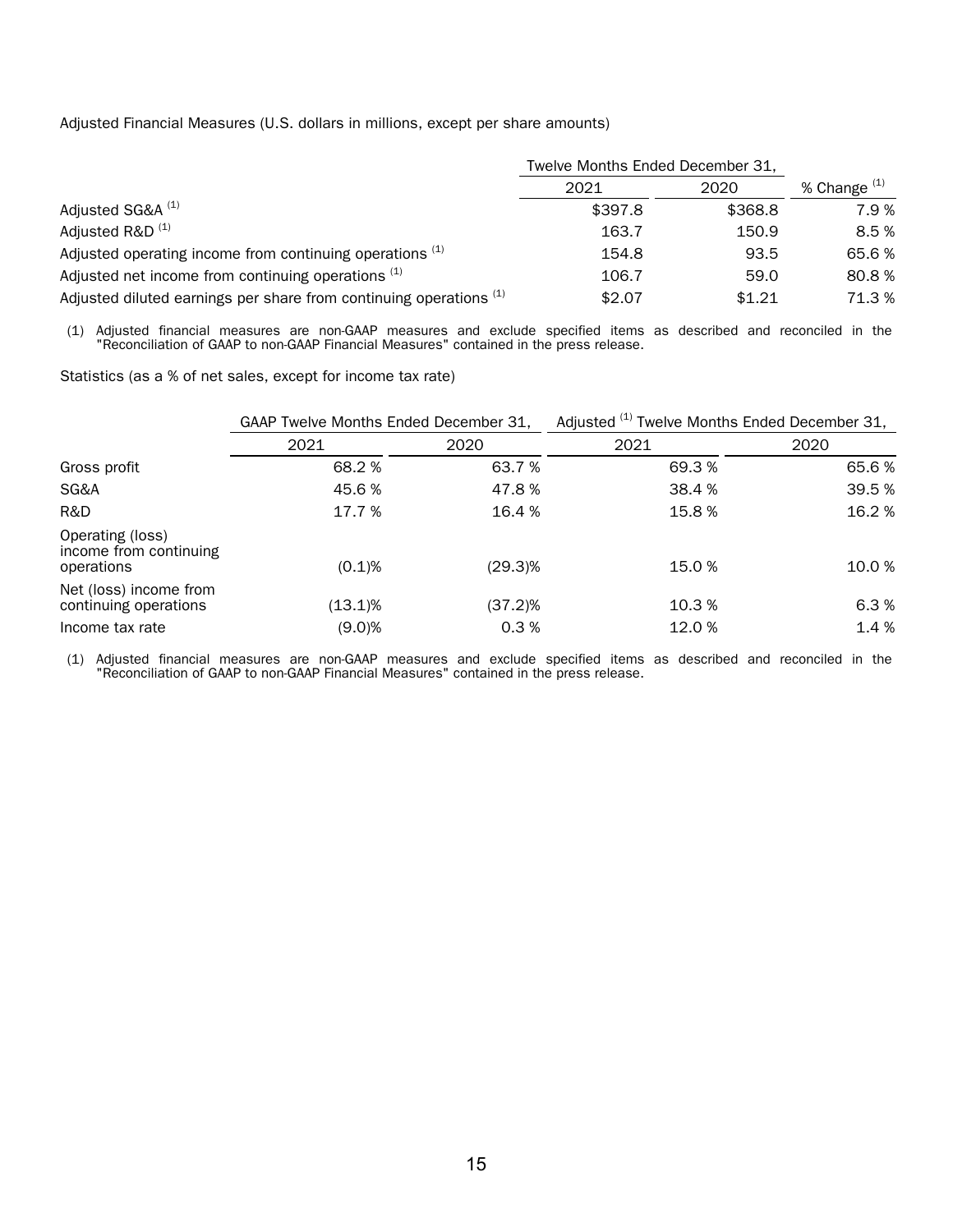Adjusted Financial Measures (U.S. dollars in millions, except per share amounts)

| | Twelve Months Ended December 31, | | |
|---|---|---|---|
| | 2021 | 2020 | % Change [(1)] |
| Adjusted SG&A [(1)] | $397.8 | $368.8 | 7.9 % |
| Adjusted R&D [(1)] | 163.7 | 150.9 | 8.5 % |
| Adjusted operating income from continuing operations [(1)] | 154.8 | 93.5 | 65.6 % |
| Adjusted net income from continuing operations [(1)] | 106.7 | 59.0 | 80.8 % |
| Adjusted diluted earnings per share from continuing operations [(1)] | $2.07 | $1.21 | 71.3 % |

(1) Adjusted financial measures are non-GAAP measures and exclude specified items as described and reconciled in the "Reconciliation of GAAP to non-GAAP Financial Measures" contained in the press release.

Statistics (as a % of net sales, except for income tax rate)

| | GAAP Twelve Months Ended December 31, | | Adjusted [(1)] Twelve Months Ended December 31, | |
|---|---|---|---|---|
| | 2021 | 2020 | 2021 | 2020 |
| Gross profit | 68.2 % | 63.7 % | 69.3 % | 65.6 % |
| SG&A | 45.6 % | 47.8 % | 38.4 % | 39.5 % |
| R&D | 17.7 % | 16.4 % | 15.8 % | 16.2 % |
| Operating (loss) income from continuing operations | (0.1)% | (29.3)% | 15.0 % | 10.0 % |
| Net (loss) income from continuing operations | (13.1)% | (37.2)% | 10.3 % | 6.3 % |
| Income tax rate | (9.0)% | 0.3 % | 12.0 % | 1.4 % |

(1) Adjusted financial measures are non-GAAP measures and exclude specified items as described and reconciled in the "Reconciliation of GAAP to non-GAAP Financial Measures" contained in the press release.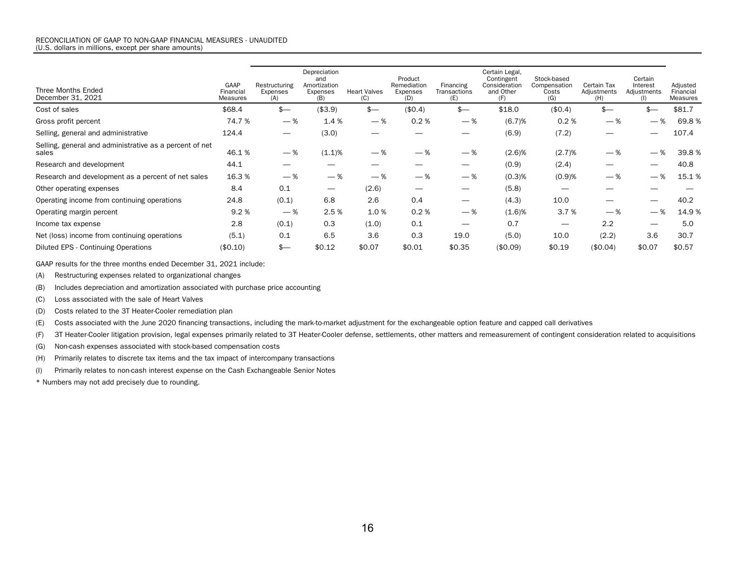RECONCILIATION OF GAAP TO NON-GAAP FINANCIAL MEASURES - UNAUDITED
(U.S. dollars in millions, except per share amounts)

| Three Months Ended December 31, 2021 | GAAP Financial Measures | Restructuring Expenses (A) | Depreciation and Amortization Expenses (B) | Heart Valves (C) | Product Remediation Expenses (D) | Financing Transactions (E) | Certain Legal, Contingent Consideration and Other (F) | Stock-based Compensation Costs (G) | Certain Tax Adjustments (H) | Certain Interest Adjustments (I) | Adjusted Financial Measures |
|---|---|---|---|---|---|---|---|---|---|---|---|
| Cost of sales | $68.4 | $— | ($3.9) | $— | ($0.4) | $— | $18.0 | ($0.4) | $— | $— | $81.7 |
| Gross profit percent | 74.7 % | — % | 1.4 % | — % | 0.2 % | — % | (6.7)% | 0.2 % | — % | — % | 69.8 % |
| Selling, general and administrative | 124.4 | — | (3.0) | — | — | — | (6.9) | (7.2) | — | — | 107.4 |
| Selling, general and administrative as a percent of net sales | 46.1 % | — % | (1.1)% | — % | — % | — % | (2.6)% | (2.7)% | — % | — % | 39.8 % |
| Research and development | 44.1 | — | — | — | — | — | (0.9) | (2.4) | — | — | 40.8 |
| Research and development as a percent of net sales | 16.3 % | — % | — % | — % | — % | — % | (0.3)% | (0.9)% | — % | — % | 15.1 % |
| Other operating expenses | 8.4 | 0.1 | — | (2.6) | — | — | (5.8) | — | — | — | — |
| Operating income from continuing operations | 24.8 | (0.1) | 6.8 | 2.6 | 0.4 | — | (4.3) | 10.0 | — | — | 40.2 |
| Operating margin percent | 9.2 % | — % | 2.5 % | 1.0 % | 0.2 % | — % | (1.6)% | 3.7 % | — % | — % | 14.9 % |
| Income tax expense | 2.8 | (0.1) | 0.3 | (1.0) | 0.1 | — | 0.7 | — | 2.2 | — | 5.0 |
| Net (loss) income from continuing operations | (5.1) | 0.1 | 6.5 | 3.6 | 0.3 | 19.0 | (5.0) | 10.0 | (2.2) | 3.6 | 30.7 |
| Diluted EPS - Continuing Operations | ($0.10) | $— | $0.12 | $0.07 | $0.01 | $0.35 | ($0.09) | $0.19 | ($0.04) | $0.07 | $0.57 |

GAAP results for the three months ended December 31, 2021 include:

(A) Restructuring expenses related to organizational changes

(B) Includes depreciation and amortization associated with purchase price accounting

(C) Loss associated with the sale of Heart Valves

(D) Costs related to the 3T Heater-Cooler remediation plan

(E) Costs associated with the June 2020 financing transactions, including the mark-to-market adjustment for the exchangeable option feature and capped call derivatives

(F) 3T Heater-Cooler litigation provision, legal expenses primarily related to 3T Heater-Cooler defense, settlements, other matters and remeasurement of contingent consideration related to acquisitions

(G) Non-cash expenses associated with stock-based compensation costs

(H) Primarily relates to discrete tax items and the tax impact of intercompany transactions

(I) Primarily relates to non-cash interest expense on the Cash Exchangeable Senior Notes

* Numbers may not add precisely due to rounding.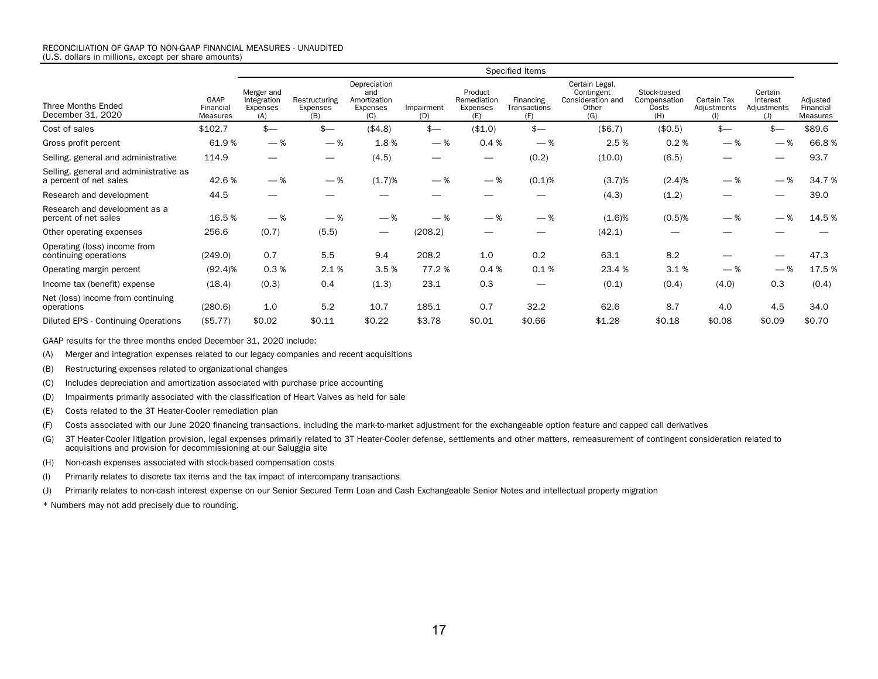RECONCILIATION OF GAAP TO NON-GAAP FINANCIAL MEASURES - UNAUDITED
(U.S. dollars in millions, except per share amounts)

| | | Specified Items | | | | | | | | | | |
|---|---|---|---|---|---|---|---|---|---|---|---|---|
| Three Months Ended December 31, 2020 | GAAP Financial Measures | Merger and Integration Expenses (A) | Restructuring Expenses (B) | Depreciation and Amortization Expenses (C) | Impairment (D) | Product Remediation Expenses (E) | Financing Transactions (F) | Certain Legal, Contingent Consideration and Other (G) | Stock-based Compensation Costs (H) | Certain Tax Adjustments (I) | Certain Interest Adjustments (J) | Adjusted Financial Measures |
| Cost of sales | $102.7 | $— | $— | ($4.8) | $— | ($1.0) | $— | ($6.7) | ($0.5) | $— | $— | $89.6 |
| Gross profit percent | 61.9 % | — % | — % | 1.8 % | — % | 0.4 % | — % | 2.5 % | 0.2 % | — % | — % | 66.8 % |
| Selling, general and administrative | 114.9 | — | — | (4.5) | — | — | (0.2) | (10.0) | (6.5) | — | — | 93.7 |
| Selling, general and administrative as a percent of net sales | 42.6 % | — % | — % | (1.7)% | — % | — % | (0.1)% | (3.7)% | (2.4)% | — % | — % | 34.7 % |
| Research and development | 44.5 | — | — | — | — | — | — | (4.3) | (1.2) | — | — | 39.0 |
| Research and development as a percent of net sales | 16.5 % | — % | — % | — % | — % | — % | — % | (1.6)% | (0.5)% | — % | — % | 14.5 % |
| Other operating expenses | 256.6 | (0.7) | (5.5) | — | (208.2) | — | — | (42.1) | — | — | — | — |
| Operating (loss) income from continuing operations | (249.0) | 0.7 | 5.5 | 9.4 | 208.2 | 1.0 | 0.2 | 63.1 | 8.2 | — | — | 47.3 |
| Operating margin percent | (92.4)% | 0.3 % | 2.1 % | 3.5 % | 77.2 % | 0.4 % | 0.1 % | 23.4 % | 3.1 % | — % | — % | 17.5 % |
| Income tax (benefit) expense | (18.4) | (0.3) | 0.4 | (1.3) | 23.1 | 0.3 | — | (0.1) | (0.4) | (4.0) | 0.3 | (0.4) |
| Net (loss) income from continuing operations | (280.6) | 1.0 | 5.2 | 10.7 | 185.1 | 0.7 | 32.2 | 62.6 | 8.7 | 4.0 | 4.5 | 34.0 |
| Diluted EPS - Continuing Operations | ($5.77) | $0.02 | $0.11 | $0.22 | $3.78 | $0.01 | $0.66 | $1.28 | $0.18 | $0.08 | $0.09 | $0.70 |

GAAP results for the three months ended December 31, 2020 include:

(A) Merger and integration expenses related to our legacy companies and recent acquisitions

(B) Restructuring expenses related to organizational changes

(C) Includes depreciation and amortization associated with purchase price accounting

(D) Impairments primarily associated with the classification of Heart Valves as held for sale

(E) Costs related to the 3T Heater-Cooler remediation plan

(F) Costs associated with our June 2020 financing transactions, including the mark-to-market adjustment for the exchangeable option feature and capped call derivatives

(G) 3T Heater-Cooler litigation provision, legal expenses primarily related to 3T Heater-Cooler defense, settlements and other matters, remeasurement of contingent consideration related to acquisitions and provision for decommissioning at our Saluggia site

(H) Non-cash expenses associated with stock-based compensation costs

(I) Primarily relates to discrete tax items and the tax impact of intercompany transactions

(J) Primarily relates to non-cash interest expense on our Senior Secured Term Loan and Cash Exchangeable Senior Notes and intellectual property migration

* Numbers may not add precisely due to rounding.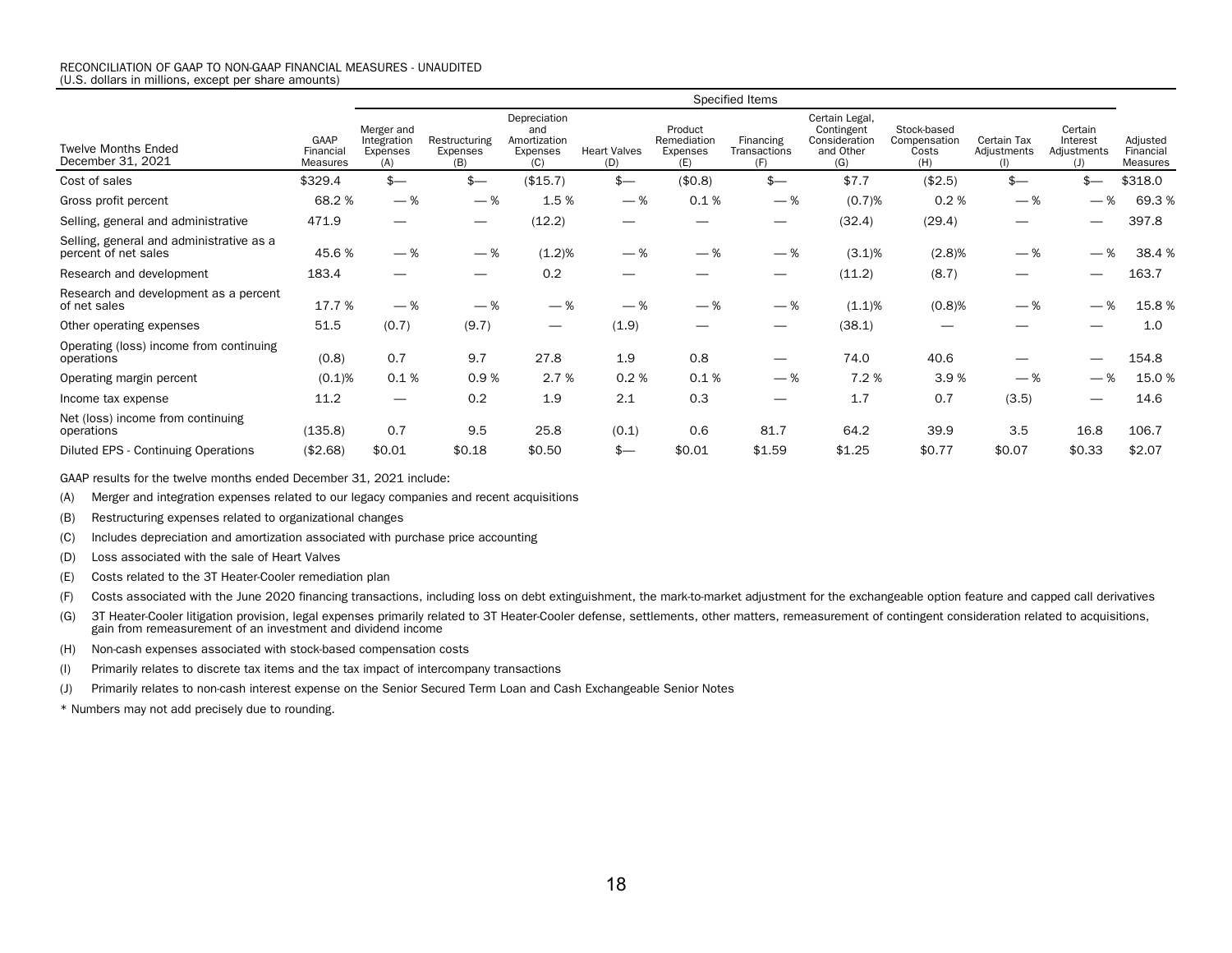RECONCILIATION OF GAAP TO NON-GAAP FINANCIAL MEASURES - UNAUDITED
(U.S. dollars in millions, except per share amounts)

| Twelve Months Ended December 31, 2021 | GAAP Financial Measures | Specified Items | | | | | | | | | | Adjusted Financial Measures |
|---|---|---|---|---|---|---|---|---|---|---|---|---|
| | | Merger and Integration Expenses (A) | Restructuring Expenses (B) | Depreciation and Amortization Expenses (C) | Heart Valves (D) | Product Remediation Expenses (E) | Financing Transactions (F) | Certain Legal, Contingent Consideration and Other (G) | Stock-based Compensation Costs (H) | Certain Tax Adjustments (I) | Certain Interest Adjustments (J) | |
| Cost of sales | $329.4 | $— | $— | ($15.7) | $— | ($0.8) | $— | $7.7 | ($2.5) | $— | $— | $318.0 |
| Gross profit percent | 68.2 % | — % | — % | 1.5 % | — % | 0.1 % | — % | (0.7)% | 0.2 % | — % | — % | 69.3 % |
| Selling, general and administrative | 471.9 | — | — | (12.2) | — | — | — | (32.4) | (29.4) | — | — | 397.8 |
| Selling, general and administrative as a percent of net sales | 45.6 % | — % | — % | (1.2)% | — % | — % | — % | (3.1)% | (2.8)% | — % | — % | 38.4 % |
| Research and development | 183.4 | — | — | 0.2 | — | — | — | (11.2) | (8.7) | — | — | 163.7 |
| Research and development as a percent of net sales | 17.7 % | — % | — % | — % | — % | — % | — % | (1.1)% | (0.8)% | — % | — % | 15.8 % |
| Other operating expenses | 51.5 | (0.7) | (9.7) | — | (1.9) | — | — | (38.1) | — | — | — | 1.0 |
| Operating (loss) income from continuing operations | (0.8) | 0.7 | 9.7 | 27.8 | 1.9 | 0.8 | — | 74.0 | 40.6 | — | — | 154.8 |
| Operating margin percent | (0.1)% | 0.1 % | 0.9 % | 2.7 % | 0.2 % | 0.1 % | — % | 7.2 % | 3.9 % | — % | — % | 15.0 % |
| Income tax expense | 11.2 | — | 0.2 | 1.9 | 2.1 | 0.3 | — | 1.7 | 0.7 | (3.5) | — | 14.6 |
| Net (loss) income from continuing operations | (135.8) | 0.7 | 9.5 | 25.8 | (0.1) | 0.6 | 81.7 | 64.2 | 39.9 | 3.5 | 16.8 | 106.7 |
| Diluted EPS - Continuing Operations | ($2.68) | $0.01 | $0.18 | $0.50 | $— | $0.01 | $1.59 | $1.25 | $0.77 | $0.07 | $0.33 | $2.07 |

GAAP results for the twelve months ended December 31, 2021 include:

(A) Merger and integration expenses related to our legacy companies and recent acquisitions

(B) Restructuring expenses related to organizational changes

(C) Includes depreciation and amortization associated with purchase price accounting

(D) Loss associated with the sale of Heart Valves

(E) Costs related to the 3T Heater-Cooler remediation plan

(F) Costs associated with the June 2020 financing transactions, including loss on debt extinguishment, the mark-to-market adjustment for the exchangeable option feature and capped call derivatives

(G) 3T Heater-Cooler litigation provision, legal expenses primarily related to 3T Heater-Cooler defense, settlements, other matters, remeasurement of contingent consideration related to acquisitions, gain from remeasurement of an investment and dividend income

(H) Non-cash expenses associated with stock-based compensation costs

(I) Primarily relates to discrete tax items and the tax impact of intercompany transactions

(J) Primarily relates to non-cash interest expense on the Senior Secured Term Loan and Cash Exchangeable Senior Notes

* Numbers may not add precisely due to rounding.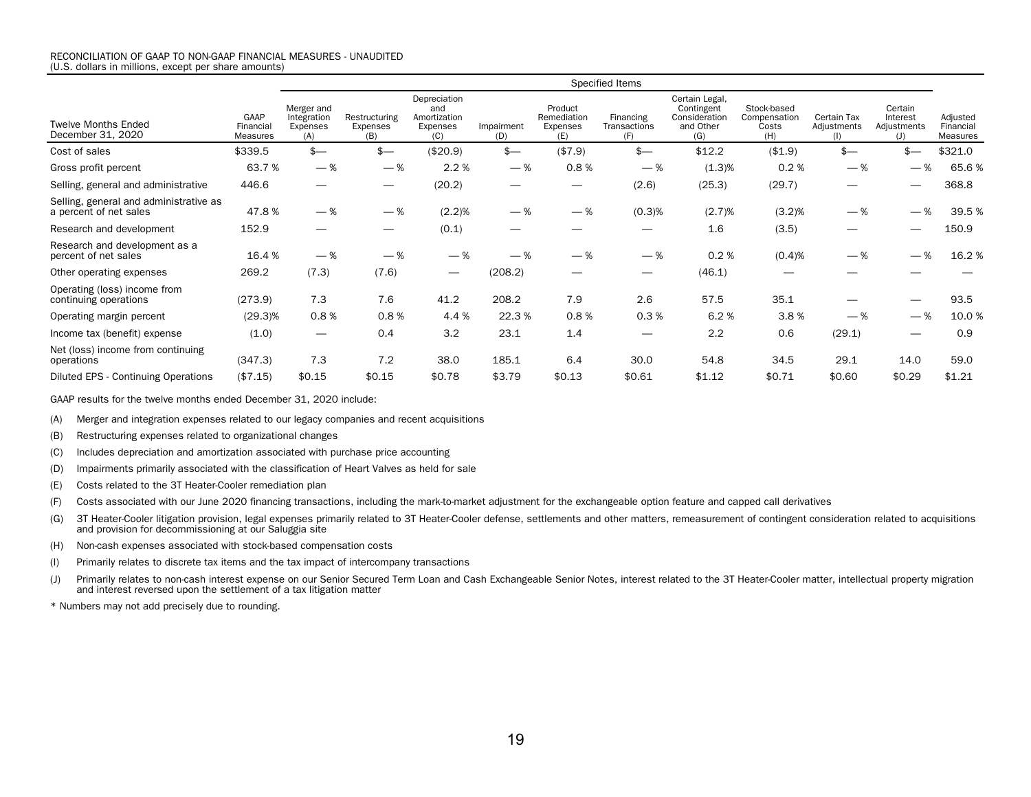RECONCILIATION OF GAAP TO NON-GAAP FINANCIAL MEASURES - UNAUDITED
(U.S. dollars in millions, except per share amounts)

| | | Specified Items | | | | | | | | | | |
|---|---|---|---|---|---|---|---|---|---|---|---|---|
| Twelve Months Ended December 31, 2020 | GAAP Financial Measures | Merger and Integration Expenses (A) | Restructuring Expenses (B) | Depreciation and Amortization Expenses (C) | Impairment (D) | Product Remediation Expenses (E) | Financing Transactions (F) | Certain Legal, Contingent Consideration and Other (G) | Stock-based Compensation Costs (H) | Certain Tax Adjustments (I) | Certain Interest Adjustments (J) | Adjusted Financial Measures |
| Cost of sales | $339.5 | $— | $— | ($20.9) | $— | ($7.9) | $— | $12.2 | ($1.9) | $— | $— | $321.0 |
| Gross profit percent | 63.7 % | — % | — % | 2.2 % | — % | 0.8 % | — % | (1.3)% | 0.2 % | — % | — % | 65.6 % |
| Selling, general and administrative | 446.6 | — | — | (20.2) | — | — | (2.6) | (25.3) | (29.7) | — | — | 368.8 |
| Selling, general and administrative as a percent of net sales | 47.8 % | — % | — % | (2.2)% | — % | — % | (0.3)% | (2.7)% | (3.2)% | — % | — % | 39.5 % |
| Research and development | 152.9 | — | — | (0.1) | — | — | — | 1.6 | (3.5) | — | — | 150.9 |
| Research and development as a percent of net sales | 16.4 % | — % | — % | — % | — % | — % | — % | 0.2 % | (0.4)% | — % | — % | 16.2 % |
| Other operating expenses | 269.2 | (7.3) | (7.6) | — | (208.2) | — | — | (46.1) | — | — | — | — |
| Operating (loss) income from continuing operations | (273.9) | 7.3 | 7.6 | 41.2 | 208.2 | 7.9 | 2.6 | 57.5 | 35.1 | — | — | 93.5 |
| Operating margin percent | (29.3)% | 0.8 % | 0.8 % | 4.4 % | 22.3 % | 0.8 % | 0.3 % | 6.2 % | 3.8 % | — % | — % | 10.0 % |
| Income tax (benefit) expense | (1.0) | — | 0.4 | 3.2 | 23.1 | 1.4 | — | 2.2 | 0.6 | (29.1) | — | 0.9 |
| Net (loss) income from continuing operations | (347.3) | 7.3 | 7.2 | 38.0 | 185.1 | 6.4 | 30.0 | 54.8 | 34.5 | 29.1 | 14.0 | 59.0 |
| Diluted EPS - Continuing Operations | ($7.15) | $0.15 | $0.15 | $0.78 | $3.79 | $0.13 | $0.61 | $1.12 | $0.71 | $0.60 | $0.29 | $1.21 |

GAAP results for the twelve months ended December 31, 2020 include:

(A) Merger and integration expenses related to our legacy companies and recent acquisitions

(B) Restructuring expenses related to organizational changes

(C) Includes depreciation and amortization associated with purchase price accounting

(D) Impairments primarily associated with the classification of Heart Valves as held for sale

(E) Costs related to the 3T Heater-Cooler remediation plan

(F) Costs associated with our June 2020 financing transactions, including the mark-to-market adjustment for the exchangeable option feature and capped call derivatives

(G) 3T Heater-Cooler litigation provision, legal expenses primarily related to 3T Heater-Cooler defense, settlements and other matters, remeasurement of contingent consideration related to acquisitions and provision for decommissioning at our Saluggia site

(H) Non-cash expenses associated with stock-based compensation costs

(I) Primarily relates to discrete tax items and the tax impact of intercompany transactions

(J) Primarily relates to non-cash interest expense on our Senior Secured Term Loan and Cash Exchangeable Senior Notes, interest related to the 3T Heater-Cooler matter, intellectual property migration and interest reversed upon the settlement of a tax litigation matter

* Numbers may not add precisely due to rounding.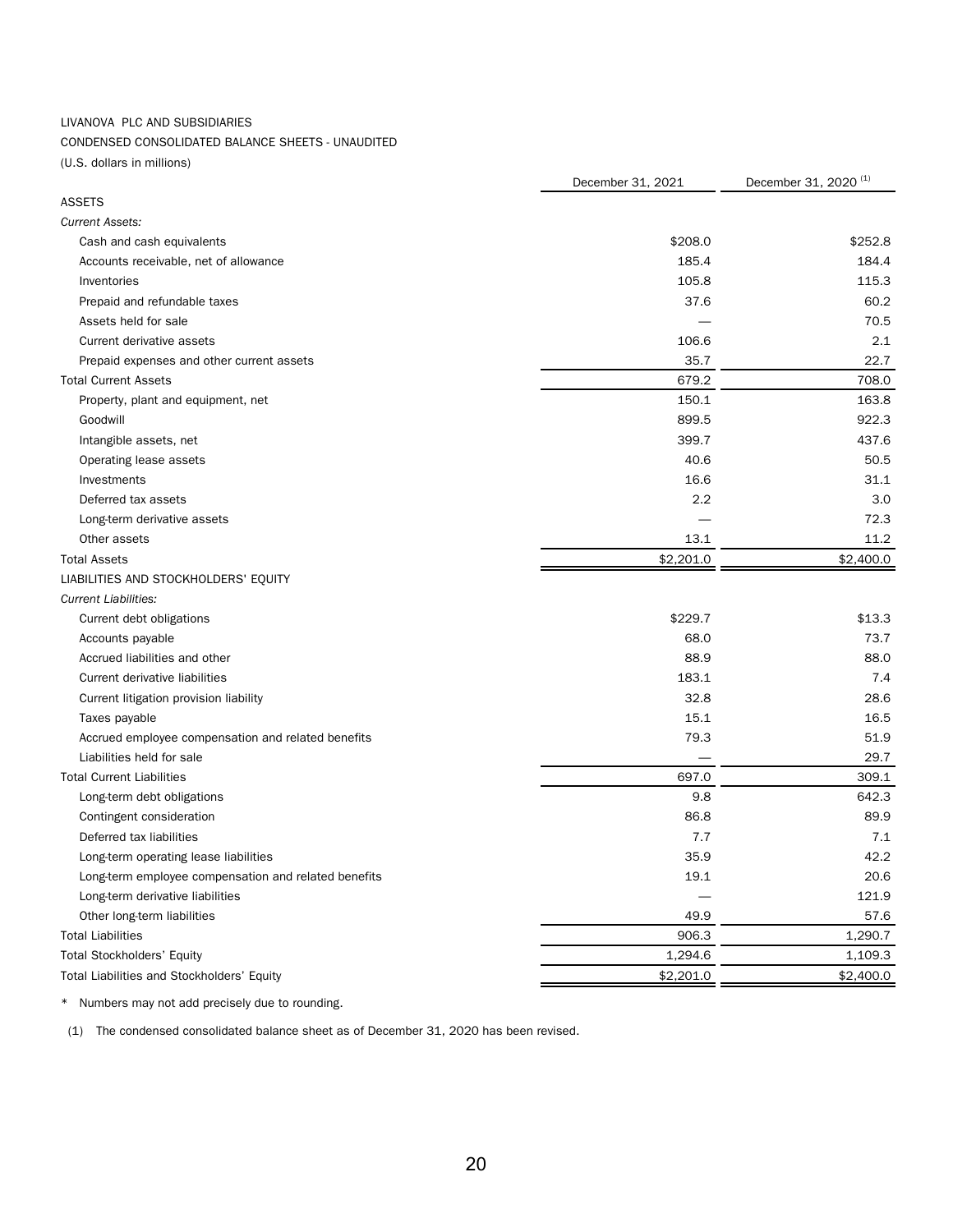LIVANOVA PLC AND SUBSIDIARIES

CONDENSED CONSOLIDATED BALANCE SHEETS - UNAUDITED

(U.S. dollars in millions)

| | December 31, 2021 | December 31, 2020 (1) |
|---|---|---|
| ASSETS | | |
| *Current Assets:* | | |
| Cash and cash equivalents | $208.0 | $252.8 |
| Accounts receivable, net of allowance | 185.4 | 184.4 |
| Inventories | 105.8 | 115.3 |
| Prepaid and refundable taxes | 37.6 | 60.2 |
| Assets held for sale | — | 70.5 |
| Current derivative assets | 106.6 | 2.1 |
| Prepaid expenses and other current assets | 35.7 | 22.7 |
| Total Current Assets | 679.2 | 708.0 |
| Property, plant and equipment, net | 150.1 | 163.8 |
| Goodwill | 899.5 | 922.3 |
| Intangible assets, net | 399.7 | 437.6 |
| Operating lease assets | 40.6 | 50.5 |
| Investments | 16.6 | 31.1 |
| Deferred tax assets | 2.2 | 3.0 |
| Long-term derivative assets | — | 72.3 |
| Other assets | 13.1 | 11.2 |
| Total Assets | $2,201.0 | $2,400.0 |
| LIABILITIES AND STOCKHOLDERS' EQUITY | | |
| *Current Liabilities:* | | |
| Current debt obligations | $229.7 | $13.3 |
| Accounts payable | 68.0 | 73.7 |
| Accrued liabilities and other | 88.9 | 88.0 |
| Current derivative liabilities | 183.1 | 7.4 |
| Current litigation provision liability | 32.8 | 28.6 |
| Taxes payable | 15.1 | 16.5 |
| Accrued employee compensation and related benefits | 79.3 | 51.9 |
| Liabilities held for sale | — | 29.7 |
| Total Current Liabilities | 697.0 | 309.1 |
| Long-term debt obligations | 9.8 | 642.3 |
| Contingent consideration | 86.8 | 89.9 |
| Deferred tax liabilities | 7.7 | 7.1 |
| Long-term operating lease liabilities | 35.9 | 42.2 |
| Long-term employee compensation and related benefits | 19.1 | 20.6 |
| Long-term derivative liabilities | — | 121.9 |
| Other long-term liabilities | 49.9 | 57.6 |
| Total Liabilities | 906.3 | 1,290.7 |
| Total Stockholders' Equity | 1,294.6 | 1,109.3 |
| Total Liabilities and Stockholders' Equity | $2,201.0 | $2,400.0 |

\* Numbers may not add precisely due to rounding.

(1) The condensed consolidated balance sheet as of December 31, 2020 has been revised.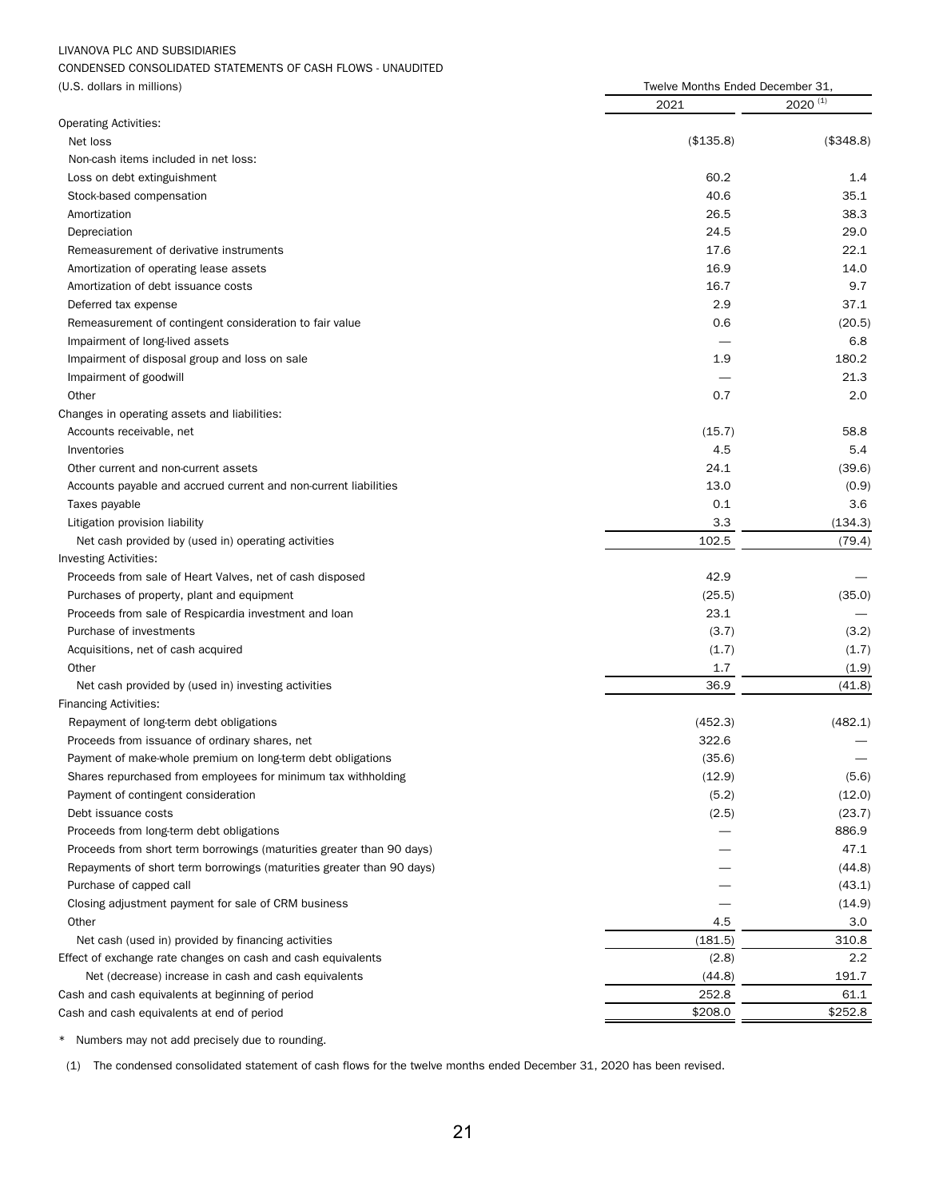LIVANOVA PLC AND SUBSIDIARIES

CONDENSED CONSOLIDATED STATEMENTS OF CASH FLOWS - UNAUDITED

| (U.S. dollars in millions) | Twelve Months Ended December 31, | |
|---|---|---|
| | 2021 | 2020 (1) |
| Operating Activities: | | |
| Net loss | ($135.8) | ($348.8) |
| Non-cash items included in net loss: | | |
| Loss on debt extinguishment | 60.2 | 1.4 |
| Stock-based compensation | 40.6 | 35.1 |
| Amortization | 26.5 | 38.3 |
| Depreciation | 24.5 | 29.0 |
| Remeasurement of derivative instruments | 17.6 | 22.1 |
| Amortization of operating lease assets | 16.9 | 14.0 |
| Amortization of debt issuance costs | 16.7 | 9.7 |
| Deferred tax expense | 2.9 | 37.1 |
| Remeasurement of contingent consideration to fair value | 0.6 | (20.5) |
| Impairment of long-lived assets | — | 6.8 |
| Impairment of disposal group and loss on sale | 1.9 | 180.2 |
| Impairment of goodwill | — | 21.3 |
| Other | 0.7 | 2.0 |
| Changes in operating assets and liabilities: | | |
| Accounts receivable, net | (15.7) | 58.8 |
| Inventories | 4.5 | 5.4 |
| Other current and non-current assets | 24.1 | (39.6) |
| Accounts payable and accrued current and non-current liabilities | 13.0 | (0.9) |
| Taxes payable | 0.1 | 3.6 |
| Litigation provision liability | 3.3 | (134.3) |
| Net cash provided by (used in) operating activities | 102.5 | (79.4) |
| Investing Activities: | | |
| Proceeds from sale of Heart Valves, net of cash disposed | 42.9 | — |
| Purchases of property, plant and equipment | (25.5) | (35.0) |
| Proceeds from sale of Respicardia investment and loan | 23.1 | — |
| Purchase of investments | (3.7) | (3.2) |
| Acquisitions, net of cash acquired | (1.7) | (1.7) |
| Other | 1.7 | (1.9) |
| Net cash provided by (used in) investing activities | 36.9 | (41.8) |
| Financing Activities: | | |
| Repayment of long-term debt obligations | (452.3) | (482.1) |
| Proceeds from issuance of ordinary shares, net | 322.6 | — |
| Payment of make-whole premium on long-term debt obligations | (35.6) | — |
| Shares repurchased from employees for minimum tax withholding | (12.9) | (5.6) |
| Payment of contingent consideration | (5.2) | (12.0) |
| Debt issuance costs | (2.5) | (23.7) |
| Proceeds from long-term debt obligations | — | 886.9 |
| Proceeds from short term borrowings (maturities greater than 90 days) | — | 47.1 |
| Repayments of short term borrowings (maturities greater than 90 days) | — | (44.8) |
| Purchase of capped call | — | (43.1) |
| Closing adjustment payment for sale of CRM business | — | (14.9) |
| Other | 4.5 | 3.0 |
| Net cash (used in) provided by financing activities | (181.5) | 310.8 |
| Effect of exchange rate changes on cash and cash equivalents | (2.8) | 2.2 |
| Net (decrease) increase in cash and cash equivalents | (44.8) | 191.7 |
| Cash and cash equivalents at beginning of period | 252.8 | 61.1 |
| Cash and cash equivalents at end of period | $208.0 | $252.8 |

* Numbers may not add precisely due to rounding.

(1) The condensed consolidated statement of cash flows for the twelve months ended December 31, 2020 has been revised.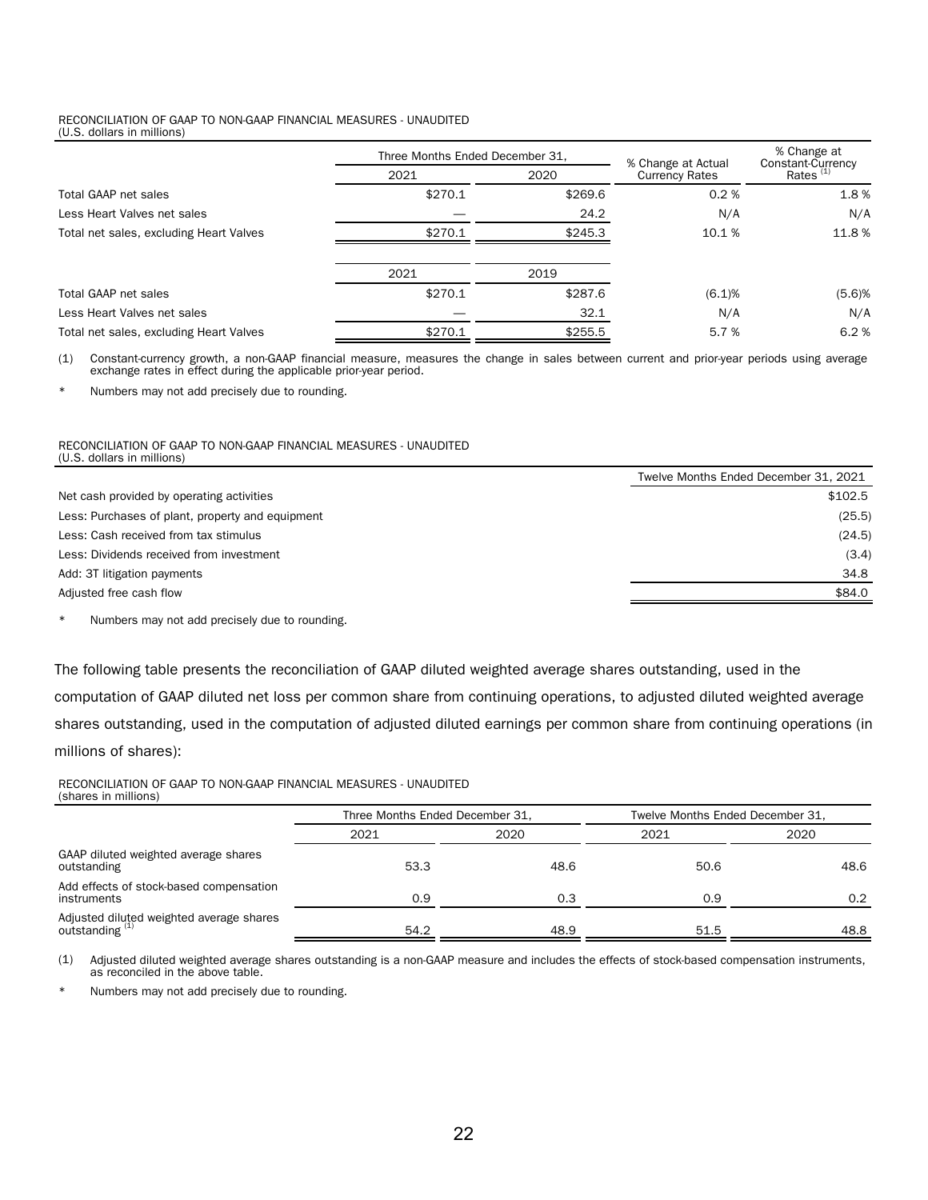RECONCILIATION OF GAAP TO NON-GAAP FINANCIAL MEASURES - UNAUDITED
(U.S. dollars in millions)

| | Three Months Ended December 31, | | % Change at Actual Currency Rates | % Change at Constant-Currency Rates [(1)] |
|---|---|---|---|---|
| | 2021 | 2020 | | |
| Total GAAP net sales | $270.1 | $269.6 | 0.2 % | 1.8 % |
| Less Heart Valves net sales | — | 24.2 | N/A | N/A |
| Total net sales, excluding Heart Valves | $270.1 | $245.3 | 10.1 % | 11.8 % |
| | 2021 | 2019 | | |
| Total GAAP net sales | $270.1 | $287.6 | (6.1)% | (5.6)% |
| Less Heart Valves net sales | — | 32.1 | N/A | N/A |
| Total net sales, excluding Heart Valves | $270.1 | $255.5 | 5.7 % | 6.2 % |

(1) Constant-currency growth, a non-GAAP financial measure, measures the change in sales between current and prior-year periods using average exchange rates in effect during the applicable prior-year period.

* Numbers may not add precisely due to rounding.

RECONCILIATION OF GAAP TO NON-GAAP FINANCIAL MEASURES - UNAUDITED
(U.S. dollars in millions)

| | Twelve Months Ended December 31, 2021 |
|---|---|
| Net cash provided by operating activities | $102.5 |
| Less: Purchases of plant, property and equipment | (25.5) |
| Less: Cash received from tax stimulus | (24.5) |
| Less: Dividends received from investment | (3.4) |
| Add: 3T litigation payments | 34.8 |
| Adjusted free cash flow | $84.0 |

* Numbers may not add precisely due to rounding.

The following table presents the reconciliation of GAAP diluted weighted average shares outstanding, used in the computation of GAAP diluted net loss per common share from continuing operations, to adjusted diluted weighted average shares outstanding, used in the computation of adjusted diluted earnings per common share from continuing operations (in millions of shares):

RECONCILIATION OF GAAP TO NON-GAAP FINANCIAL MEASURES - UNAUDITED
(shares in millions)

| | Three Months Ended December 31, | | Twelve Months Ended December 31, | |
|---|---|---|---|---|
| | 2021 | 2020 | 2021 | 2020 |
| GAAP diluted weighted average shares outstanding | 53.3 | 48.6 | 50.6 | 48.6 |
| Add effects of stock-based compensation instruments | 0.9 | 0.3 | 0.9 | 0.2 |
| Adjusted diluted weighted average shares outstanding [(1)] | 54.2 | 48.9 | 51.5 | 48.8 |

(1) Adjusted diluted weighted average shares outstanding is a non-GAAP measure and includes the effects of stock-based compensation instruments, as reconciled in the above table.

* Numbers may not add precisely due to rounding.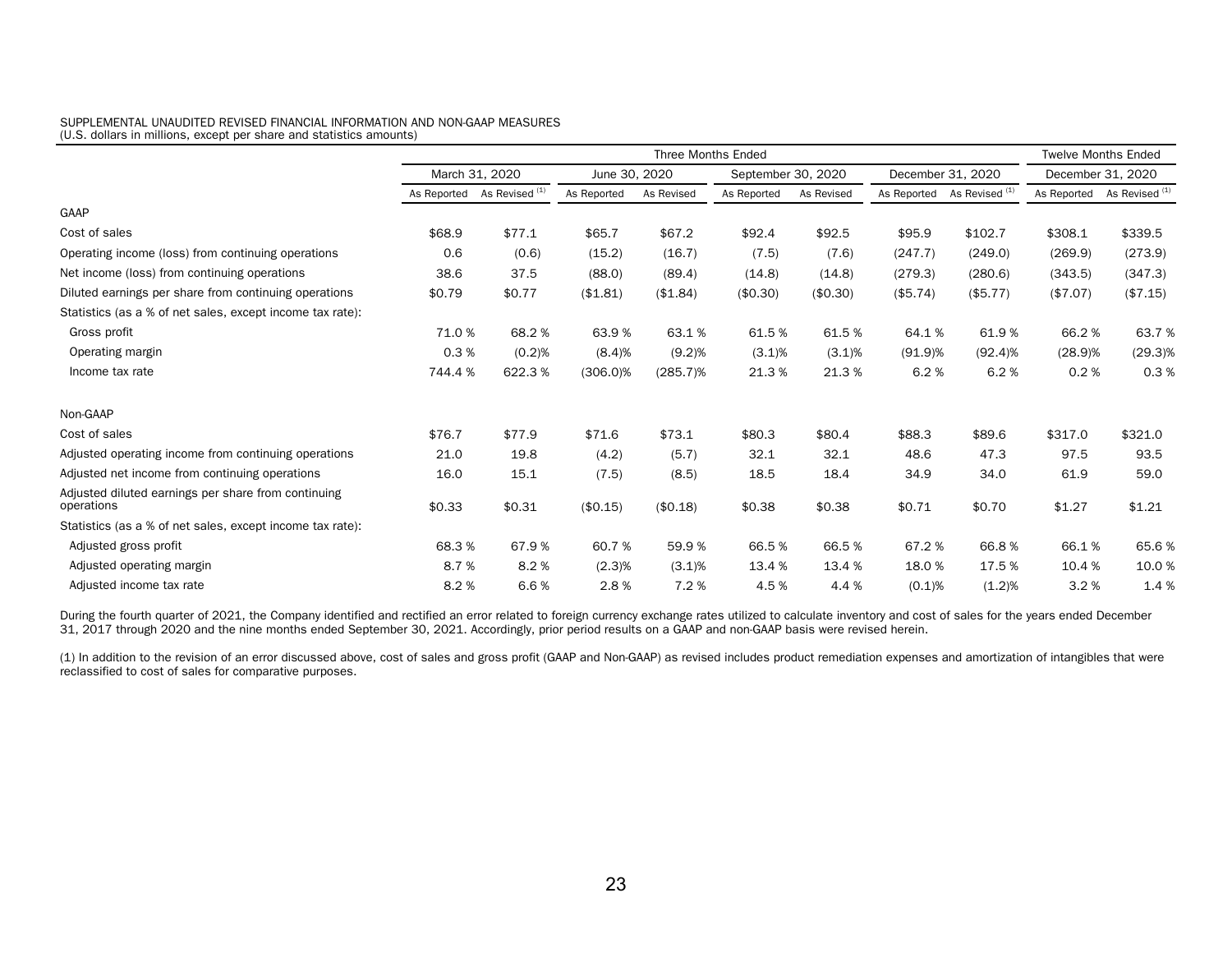SUPPLEMENTAL UNAUDITED REVISED FINANCIAL INFORMATION AND NON-GAAP MEASURES
(U.S. dollars in millions, except per share and statistics amounts)

| | Three Months Ended | | | | | | | | Twelve Months Ended | |
|---|---|---|---|---|---|---|---|---|---|---|
| | March 31, 2020 | | June 30, 2020 | | September 30, 2020 | | December 31, 2020 | | December 31, 2020 | |
| | As Reported | As Revised [(1)] | As Reported | As Revised | As Reported | As Revised | As Reported | As Revised [(1)] | As Reported | As Revised [(1)] |
| GAAP | | | | | | | | | | |
| Cost of sales | $68.9 | $77.1 | $65.7 | $67.2 | $92.4 | $92.5 | $95.9 | $102.7 | $308.1 | $339.5 |
| Operating income (loss) from continuing operations | 0.6 | (0.6) | (15.2) | (16.7) | (7.5) | (7.6) | (247.7) | (249.0) | (269.9) | (273.9) |
| Net income (loss) from continuing operations | 38.6 | 37.5 | (88.0) | (89.4) | (14.8) | (14.8) | (279.3) | (280.6) | (343.5) | (347.3) |
| Diluted earnings per share from continuing operations | $0.79 | $0.77 | ($1.81) | ($1.84) | ($0.30) | ($0.30) | ($5.74) | ($5.77) | ($7.07) | ($7.15) |
| Statistics (as a % of net sales, except income tax rate): | | | | | | | | | | |
| Gross profit | 71.0 % | 68.2 % | 63.9 % | 63.1 % | 61.5 % | 61.5 % | 64.1 % | 61.9 % | 66.2 % | 63.7 % |
| Operating margin | 0.3 % | (0.2)% | (8.4)% | (9.2)% | (3.1)% | (3.1)% | (91.9)% | (92.4)% | (28.9)% | (29.3)% |
| Income tax rate | 744.4 % | 622.3 % | (306.0)% | (285.7)% | 21.3 % | 21.3 % | 6.2 % | 6.2 % | 0.2 % | 0.3 % |
| Non-GAAP | | | | | | | | | | |
| Cost of sales | $76.7 | $77.9 | $71.6 | $73.1 | $80.3 | $80.4 | $88.3 | $89.6 | $317.0 | $321.0 |
| Adjusted operating income from continuing operations | 21.0 | 19.8 | (4.2) | (5.7) | 32.1 | 32.1 | 48.6 | 47.3 | 97.5 | 93.5 |
| Adjusted net income from continuing operations | 16.0 | 15.1 | (7.5) | (8.5) | 18.5 | 18.4 | 34.9 | 34.0 | 61.9 | 59.0 |
| Adjusted diluted earnings per share from continuing operations | $0.33 | $0.31 | ($0.15) | ($0.18) | $0.38 | $0.38 | $0.71 | $0.70 | $1.27 | $1.21 |
| Statistics (as a % of net sales, except income tax rate): | | | | | | | | | | |
| Adjusted gross profit | 68.3 % | 67.9 % | 60.7 % | 59.9 % | 66.5 % | 66.5 % | 67.2 % | 66.8 % | 66.1 % | 65.6 % |
| Adjusted operating margin | 8.7 % | 8.2 % | (2.3)% | (3.1)% | 13.4 % | 13.4 % | 18.0 % | 17.5 % | 10.4 % | 10.0 % |
| Adjusted income tax rate | 8.2 % | 6.6 % | 2.8 % | 7.2 % | 4.5 % | 4.4 % | (0.1)% | (1.2)% | 3.2 % | 1.4 % |

During the fourth quarter of 2021, the Company identified and rectified an error related to foreign currency exchange rates utilized to calculate inventory and cost of sales for the years ended December 31, 2017 through 2020 and the nine months ended September 30, 2021. Accordingly, prior period results on a GAAP and non-GAAP basis were revised herein.

(1) In addition to the revision of an error discussed above, cost of sales and gross profit (GAAP and Non-GAAP) as revised includes product remediation expenses and amortization of intangibles that were reclassified to cost of sales for comparative purposes.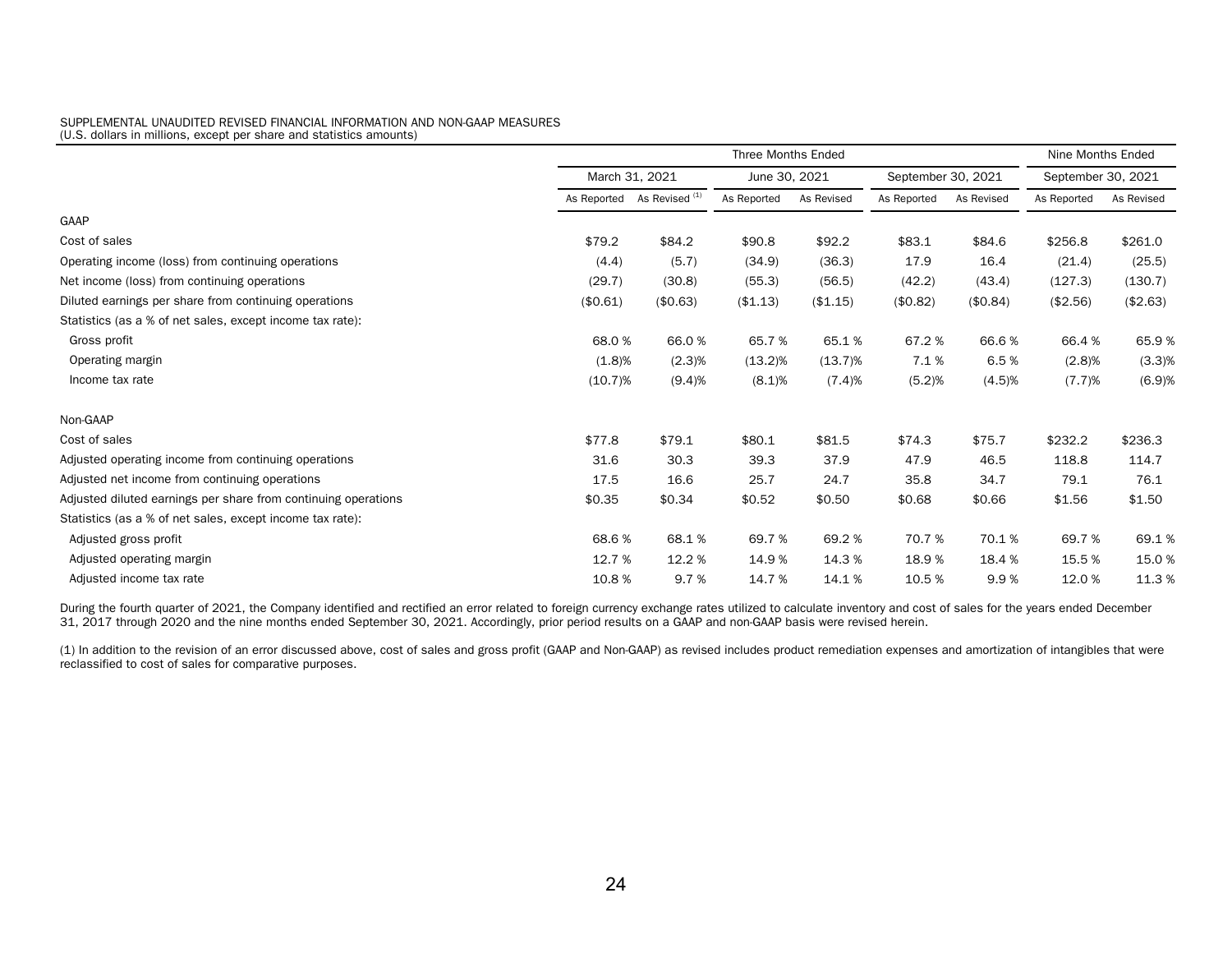SUPPLEMENTAL UNAUDITED REVISED FINANCIAL INFORMATION AND NON-GAAP MEASURES
(U.S. dollars in millions, except per share and statistics amounts)

| | Three Months Ended | | | | | | Nine Months Ended | |
|---|---|---|---|---|---|---|---|---|
| | March 31, 2021 | | June 30, 2021 | | September 30, 2021 | | September 30, 2021 | |
| | As Reported | As Revised [(1)] | As Reported | As Revised | As Reported | As Revised | As Reported | As Revised |
| GAAP | | | | | | | | |
| Cost of sales | $79.2 | $84.2 | $90.8 | $92.2 | $83.1 | $84.6 | $256.8 | $261.0 |
| Operating income (loss) from continuing operations | (4.4) | (5.7) | (34.9) | (36.3) | 17.9 | 16.4 | (21.4) | (25.5) |
| Net income (loss) from continuing operations | (29.7) | (30.8) | (55.3) | (56.5) | (42.2) | (43.4) | (127.3) | (130.7) |
| Diluted earnings per share from continuing operations | ($0.61) | ($0.63) | ($1.13) | ($1.15) | ($0.82) | ($0.84) | ($2.56) | ($2.63) |
| Statistics (as a % of net sales, except income tax rate): | | | | | | | | |
| Gross profit | 68.0 % | 66.0 % | 65.7 % | 65.1 % | 67.2 % | 66.6 % | 66.4 % | 65.9 % |
| Operating margin | (1.8)% | (2.3)% | (13.2)% | (13.7)% | 7.1 % | 6.5 % | (2.8)% | (3.3)% |
| Income tax rate | (10.7)% | (9.4)% | (8.1)% | (7.4)% | (5.2)% | (4.5)% | (7.7)% | (6.9)% |
| Non-GAAP | | | | | | | | |
| Cost of sales | $77.8 | $79.1 | $80.1 | $81.5 | $74.3 | $75.7 | $232.2 | $236.3 |
| Adjusted operating income from continuing operations | 31.6 | 30.3 | 39.3 | 37.9 | 47.9 | 46.5 | 118.8 | 114.7 |
| Adjusted net income from continuing operations | 17.5 | 16.6 | 25.7 | 24.7 | 35.8 | 34.7 | 79.1 | 76.1 |
| Adjusted diluted earnings per share from continuing operations | $0.35 | $0.34 | $0.52 | $0.50 | $0.68 | $0.66 | $1.56 | $1.50 |
| Statistics (as a % of net sales, except income tax rate): | | | | | | | | |
| Adjusted gross profit | 68.6 % | 68.1 % | 69.7 % | 69.2 % | 70.7 % | 70.1 % | 69.7 % | 69.1 % |
| Adjusted operating margin | 12.7 % | 12.2 % | 14.9 % | 14.3 % | 18.9 % | 18.4 % | 15.5 % | 15.0 % |
| Adjusted income tax rate | 10.8 % | 9.7 % | 14.7 % | 14.1 % | 10.5 % | 9.9 % | 12.0 % | 11.3 % |

During the fourth quarter of 2021, the Company identified and rectified an error related to foreign currency exchange rates utilized to calculate inventory and cost of sales for the years ended December 31, 2017 through 2020 and the nine months ended September 30, 2021. Accordingly, prior period results on a GAAP and non-GAAP basis were revised herein.

(1) In addition to the revision of an error discussed above, cost of sales and gross profit (GAAP and Non-GAAP) as revised includes product remediation expenses and amortization of intangibles that were reclassified to cost of sales for comparative purposes.